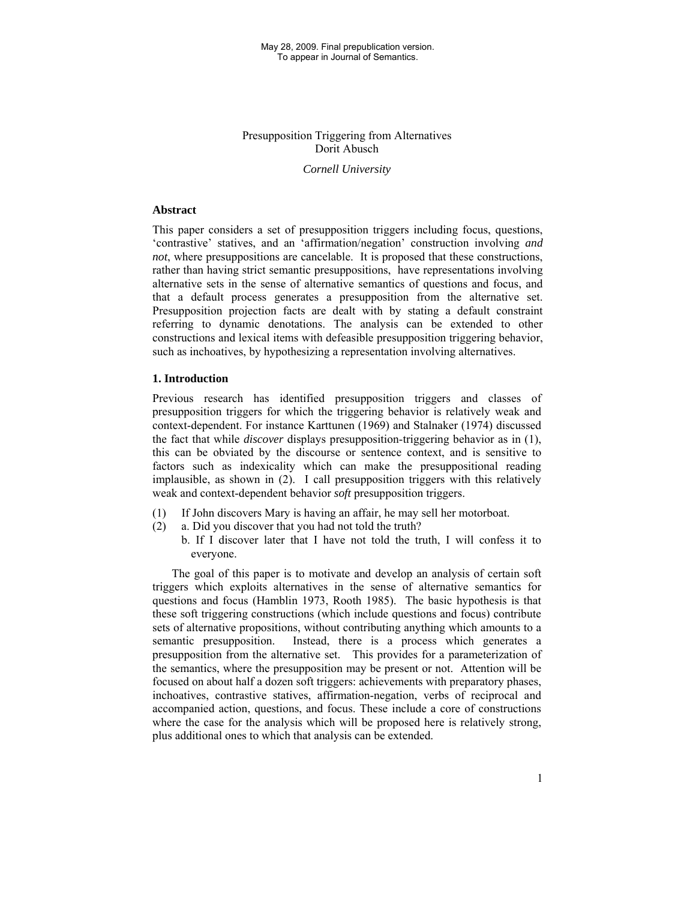May 28, 2009. Final prepublication version.
To appear in Journal of Semantics.

# Presupposition Triggering from Alternatives

Dorit Abusch

*Cornell University*

## Abstract

This paper considers a set of presupposition triggers including focus, questions, 'contrastive' statives, and an 'affirmation/negation' construction involving *and not*, where presuppositions are cancelable. It is proposed that these constructions, rather than having strict semantic presuppositions, have representations involving alternative sets in the sense of alternative semantics of questions and focus, and that a default process generates a presupposition from the alternative set. Presupposition projection facts are dealt with by stating a default constraint referring to dynamic denotations. The analysis can be extended to other constructions and lexical items with defeasible presupposition triggering behavior, such as inchoatives, by hypothesizing a representation involving alternatives.

## 1. Introduction

Previous research has identified presupposition triggers and classes of presupposition triggers for which the triggering behavior is relatively weak and context-dependent. For instance Karttunen (1969) and Stalnaker (1974) discussed the fact that while *discover* displays presupposition-triggering behavior as in (1), this can be obviated by the discourse or sentence context, and is sensitive to factors such as indexicality which can make the presuppositional reading implausible, as shown in (2). I call presupposition triggers with this relatively weak and context-dependent behavior *soft* presupposition triggers.

(1) If John discovers Mary is having an affair, he may sell her motorboat.

(2) a. Did you discover that you had not told the truth?
b. If I discover later that I have not told the truth, I will confess it to everyone.

The goal of this paper is to motivate and develop an analysis of certain soft triggers which exploits alternatives in the sense of alternative semantics for questions and focus (Hamblin 1973, Rooth 1985). The basic hypothesis is that these soft triggering constructions (which include questions and focus) contribute sets of alternative propositions, without contributing anything which amounts to a semantic presupposition. Instead, there is a process which generates a presupposition from the alternative set. This provides for a parameterization of the semantics, where the presupposition may be present or not. Attention will be focused on about half a dozen soft triggers: achievements with preparatory phases, inchoatives, contrastive statives, affirmation-negation, verbs of reciprocal and accompanied action, questions, and focus. These include a core of constructions where the case for the analysis which will be proposed here is relatively strong, plus additional ones to which that analysis can be extended.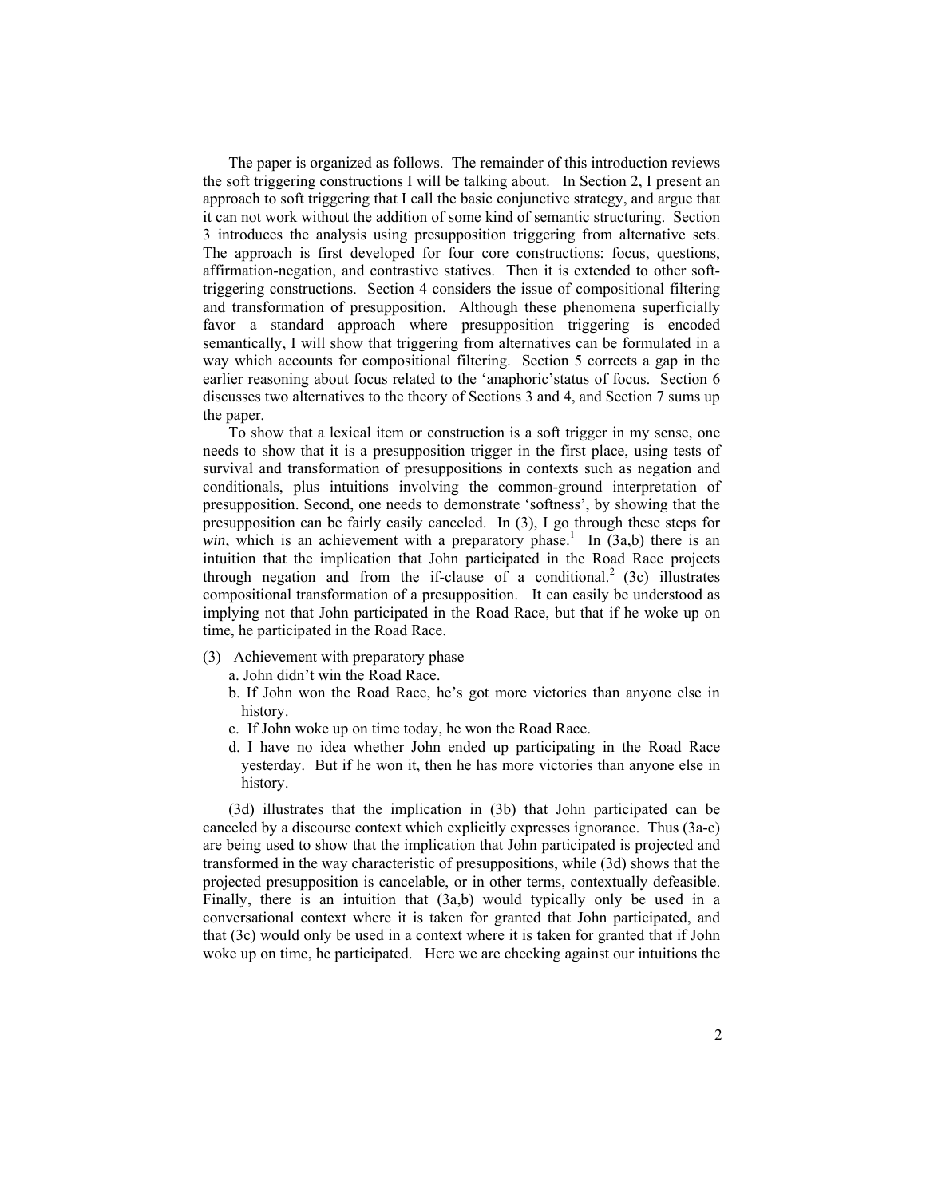The paper is organized as follows. The remainder of this introduction reviews the soft triggering constructions I will be talking about. In Section 2, I present an approach to soft triggering that I call the basic conjunctive strategy, and argue that it can not work without the addition of some kind of semantic structuring. Section 3 introduces the analysis using presupposition triggering from alternative sets. The approach is first developed for four core constructions: focus, questions, affirmation-negation, and contrastive statives. Then it is extended to other soft-triggering constructions. Section 4 considers the issue of compositional filtering and transformation of presupposition. Although these phenomena superficially favor a standard approach where presupposition triggering is encoded semantically, I will show that triggering from alternatives can be formulated in a way which accounts for compositional filtering. Section 5 corrects a gap in the earlier reasoning about focus related to the 'anaphoric' status of focus. Section 6 discusses two alternatives to the theory of Sections 3 and 4, and Section 7 sums up the paper.

To show that a lexical item or construction is a soft trigger in my sense, one needs to show that it is a presupposition trigger in the first place, using tests of survival and transformation of presuppositions in contexts such as negation and conditionals, plus intuitions involving the common-ground interpretation of presupposition. Second, one needs to demonstrate 'softness', by showing that the presupposition can be fairly easily canceled. In (3), I go through these steps for *win*, which is an achievement with a preparatory phase.[1] In (3a,b) there is an intuition that the implication that John participated in the Road Race projects through negation and from the if-clause of a conditional.[2] (3c) illustrates compositional transformation of a presupposition. It can easily be understood as implying not that John participated in the Road Race, but that if he woke up on time, he participated in the Road Race.

(3) Achievement with preparatory phase
  a. John didn't win the Road Race.
  b. If John won the Road Race, he's got more victories than anyone else in history.
  c. If John woke up on time today, he won the Road Race.
  d. I have no idea whether John ended up participating in the Road Race yesterday. But if he won it, then he has more victories than anyone else in history.

(3d) illustrates that the implication in (3b) that John participated can be canceled by a discourse context which explicitly expresses ignorance. Thus (3a-c) are being used to show that the implication that John participated is projected and transformed in the way characteristic of presuppositions, while (3d) shows that the projected presupposition is cancelable, or in other terms, contextually defeasible. Finally, there is an intuition that (3a,b) would typically only be used in a conversational context where it is taken for granted that John participated, and that (3c) would only be used in a context where it is taken for granted that if John woke up on time, he participated. Here we are checking against our intuitions the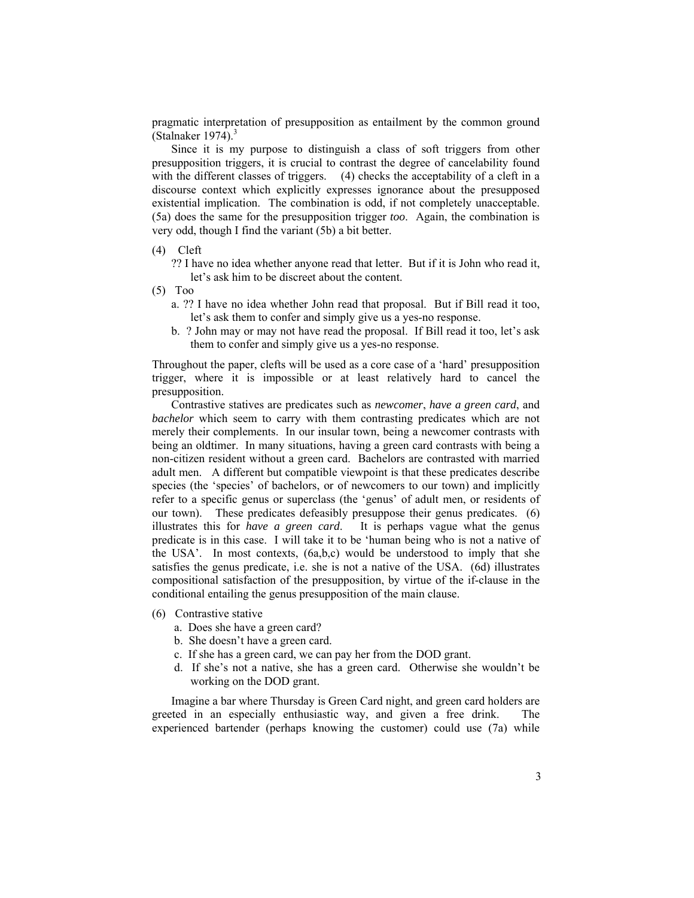pragmatic interpretation of presupposition as entailment by the common ground (Stalnaker 1974).[3]

Since it is my purpose to distinguish a class of soft triggers from other presupposition triggers, it is crucial to contrast the degree of cancelability found with the different classes of triggers. (4) checks the acceptability of a cleft in a discourse context which explicitly expresses ignorance about the presupposed existential implication. The combination is odd, if not completely unacceptable. (5a) does the same for the presupposition trigger *too*. Again, the combination is very odd, though I find the variant (5b) a bit better.

(4) Cleft
    ?? I have no idea whether anyone read that letter. But if it is John who read it, let's ask him to be discreet about the content.

(5) Too
    a. ?? I have no idea whether John read that proposal. But if Bill read it too, let's ask them to confer and simply give us a yes-no response.
    b. ? John may or may not have read the proposal. If Bill read it too, let's ask them to confer and simply give us a yes-no response.

Throughout the paper, clefts will be used as a core case of a 'hard' presupposition trigger, where it is impossible or at least relatively hard to cancel the presupposition.

Contrastive statives are predicates such as *newcomer*, *have a green card*, and *bachelor* which seem to carry with them contrasting predicates which are not merely their complements. In our insular town, being a newcomer contrasts with being an oldtimer. In many situations, having a green card contrasts with being a non-citizen resident without a green card. Bachelors are contrasted with married adult men. A different but compatible viewpoint is that these predicates describe species (the 'species' of bachelors, or of newcomers to our town) and implicitly refer to a specific genus or superclass (the 'genus' of adult men, or residents of our town). These predicates defeasibly presuppose their genus predicates. (6) illustrates this for *have a green card*. It is perhaps vague what the genus predicate is in this case. I will take it to be 'human being who is not a native of the USA'. In most contexts, (6a,b,c) would be understood to imply that she satisfies the genus predicate, i.e. she is not a native of the USA. (6d) illustrates compositional satisfaction of the presupposition, by virtue of the if-clause in the conditional entailing the genus presupposition of the main clause.

(6) Contrastive stative
    a. Does she have a green card?
    b. She doesn't have a green card.
    c. If she has a green card, we can pay her from the DOD grant.
    d. If she's not a native, she has a green card. Otherwise she wouldn't be working on the DOD grant.

Imagine a bar where Thursday is Green Card night, and green card holders are greeted in an especially enthusiastic way, and given a free drink. The experienced bartender (perhaps knowing the customer) could use (7a) while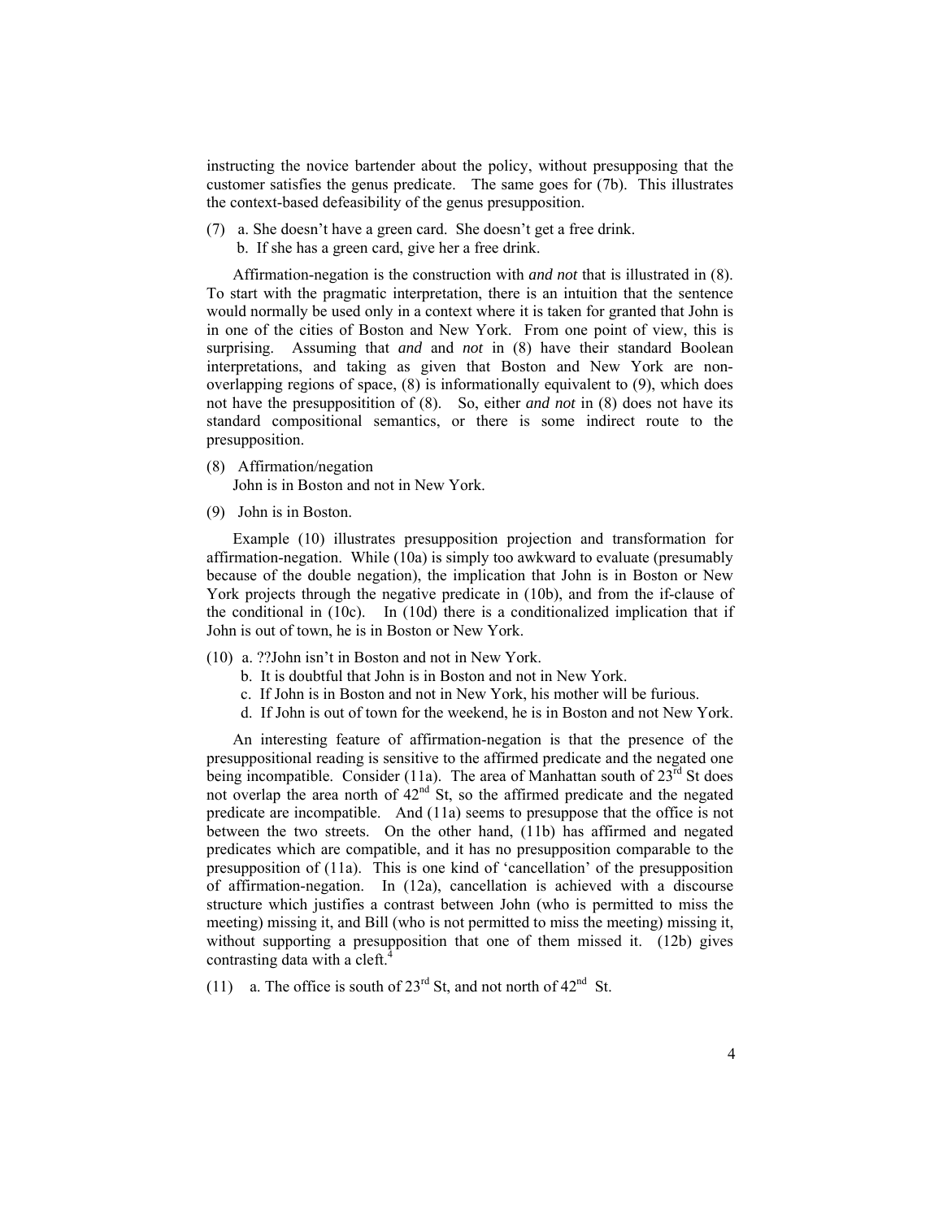instructing the novice bartender about the policy, without presupposing that the customer satisfies the genus predicate. The same goes for (7b). This illustrates the context-based defeasibility of the genus presupposition.

(7) a. She doesn't have a green card. She doesn't get a free drink.
 b. If she has a green card, give her a free drink.

Affirmation-negation is the construction with *and not* that is illustrated in (8). To start with the pragmatic interpretation, there is an intuition that the sentence would normally be used only in a context where it is taken for granted that John is in one of the cities of Boston and New York. From one point of view, this is surprising. Assuming that *and* and *not* in (8) have their standard Boolean interpretations, and taking as given that Boston and New York are non-overlapping regions of space, (8) is informationally equivalent to (9), which does not have the presuppositition of (8). So, either *and not* in (8) does not have its standard compositional semantics, or there is some indirect route to the presupposition.

(8) Affirmation/negation
 John is in Boston and not in New York.

(9) John is in Boston.

Example (10) illustrates presupposition projection and transformation for affirmation-negation. While (10a) is simply too awkward to evaluate (presumably because of the double negation), the implication that John is in Boston or New York projects through the negative predicate in (10b), and from the if-clause of the conditional in (10c). In (10d) there is a conditionalized implication that if John is out of town, he is in Boston or New York.

(10) a. ??John isn't in Boston and not in New York.
 b. It is doubtful that John is in Boston and not in New York.
 c. If John is in Boston and not in New York, his mother will be furious.
 d. If John is out of town for the weekend, he is in Boston and not New York.

An interesting feature of affirmation-negation is that the presence of the presuppositional reading is sensitive to the affirmed predicate and the negated one being incompatible. Consider (11a). The area of Manhattan south of 23rd St does not overlap the area north of 42nd St, so the affirmed predicate and the negated predicate are incompatible. And (11a) seems to presuppose that the office is not between the two streets. On the other hand, (11b) has affirmed and negated predicates which are compatible, and it has no presupposition comparable to the presupposition of (11a). This is one kind of 'cancellation' of the presupposition of affirmation-negation. In (12a), cancellation is achieved with a discourse structure which justifies a contrast between John (who is permitted to miss the meeting) missing it, and Bill (who is not permitted to miss the meeting) missing it, without supporting a presupposition that one of them missed it. (12b) gives contrasting data with a cleft.[4]

(11) a. The office is south of 23rd St, and not north of 42nd St.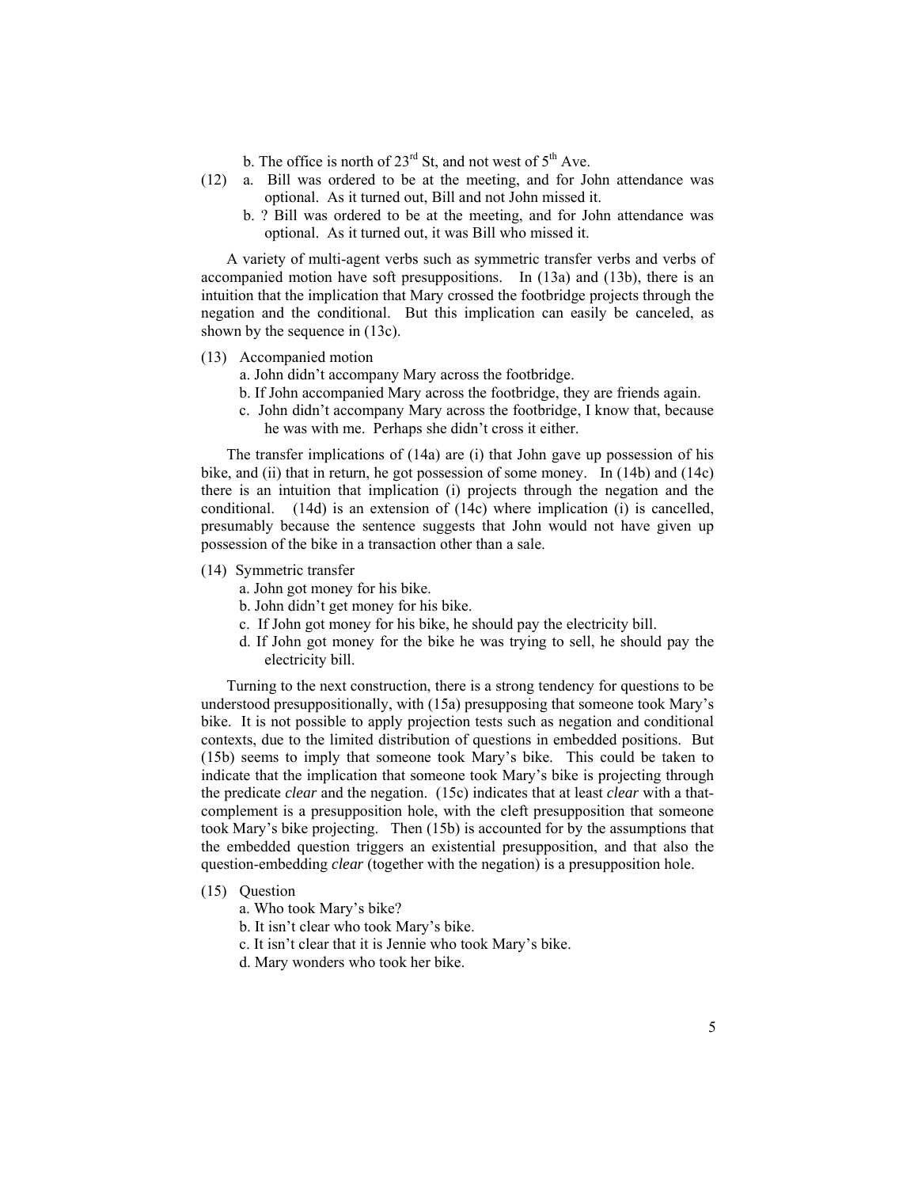b. The office is north of 23rd St, and not west of 5th Ave.

(12) a. Bill was ordered to be at the meeting, and for John attendance was optional. As it turned out, Bill and not John missed it.

b. ? Bill was ordered to be at the meeting, and for John attendance was optional. As it turned out, it was Bill who missed it.

A variety of multi-agent verbs such as symmetric transfer verbs and verbs of accompanied motion have soft presuppositions. In (13a) and (13b), there is an intuition that the implication that Mary crossed the footbridge projects through the negation and the conditional. But this implication can easily be canceled, as shown by the sequence in (13c).

(13) Accompanied motion

a. John didn't accompany Mary across the footbridge.

b. If John accompanied Mary across the footbridge, they are friends again.

c. John didn't accompany Mary across the footbridge, I know that, because he was with me. Perhaps she didn't cross it either.

The transfer implications of (14a) are (i) that John gave up possession of his bike, and (ii) that in return, he got possession of some money. In (14b) and (14c) there is an intuition that implication (i) projects through the negation and the conditional. (14d) is an extension of (14c) where implication (i) is cancelled, presumably because the sentence suggests that John would not have given up possession of the bike in a transaction other than a sale.

(14) Symmetric transfer

a. John got money for his bike.

b. John didn't get money for his bike.

c. If John got money for his bike, he should pay the electricity bill.

d. If John got money for the bike he was trying to sell, he should pay the electricity bill.

Turning to the next construction, there is a strong tendency for questions to be understood presuppositionally, with (15a) presupposing that someone took Mary's bike. It is not possible to apply projection tests such as negation and conditional contexts, due to the limited distribution of questions in embedded positions. But (15b) seems to imply that someone took Mary's bike. This could be taken to indicate that the implication that someone took Mary's bike is projecting through the predicate *clear* and the negation. (15c) indicates that at least *clear* with a that-complement is a presupposition hole, with the cleft presupposition that someone took Mary's bike projecting. Then (15b) is accounted for by the assumptions that the embedded question triggers an existential presupposition, and that also the question-embedding *clear* (together with the negation) is a presupposition hole.

(15) Question

a. Who took Mary's bike?

b. It isn't clear who took Mary's bike.

c. It isn't clear that it is Jennie who took Mary's bike.

d. Mary wonders who took her bike.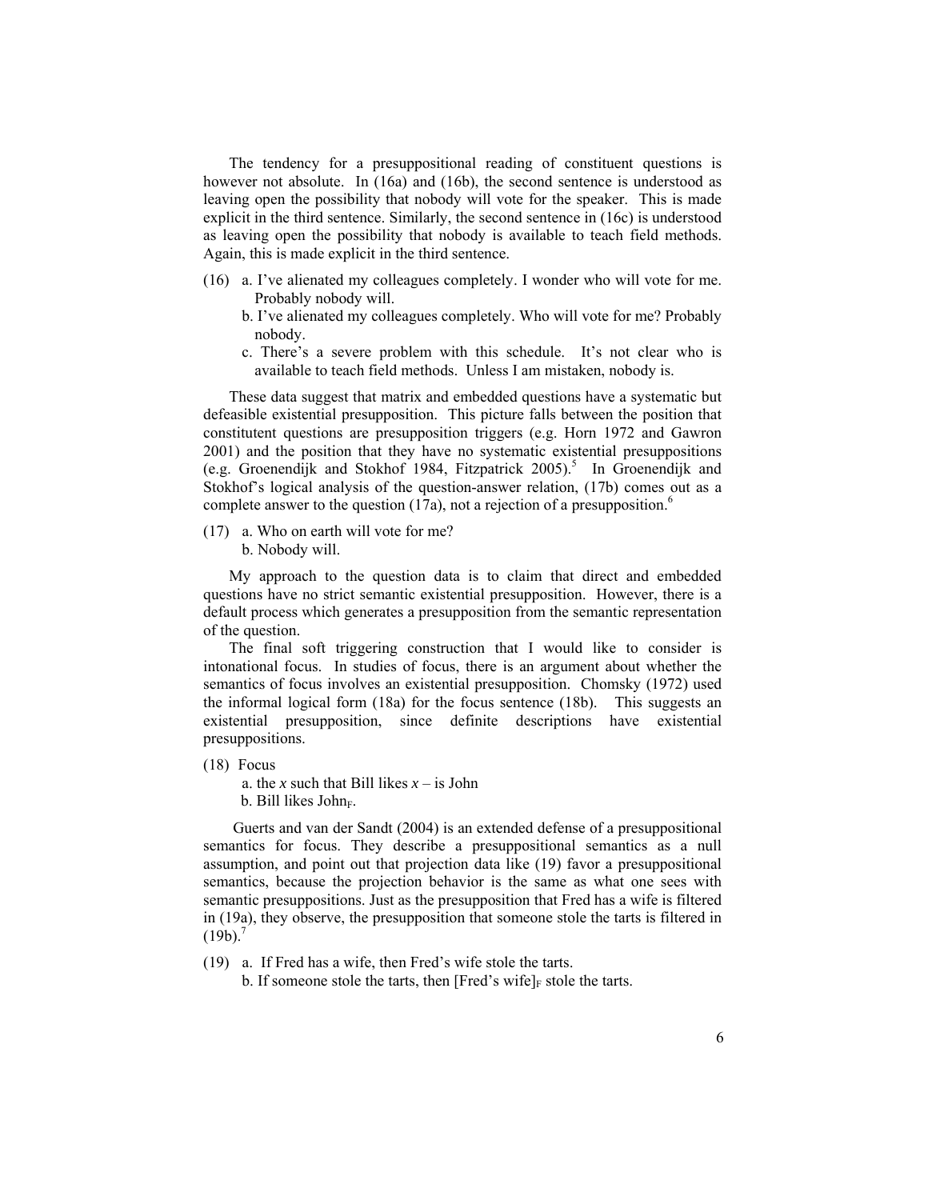The tendency for a presuppositional reading of constituent questions is however not absolute. In (16a) and (16b), the second sentence is understood as leaving open the possibility that nobody will vote for the speaker. This is made explicit in the third sentence. Similarly, the second sentence in (16c) is understood as leaving open the possibility that nobody is available to teach field methods. Again, this is made explicit in the third sentence.

(16) a. I've alienated my colleagues completely. I wonder who will vote for me. Probably nobody will.
 b. I've alienated my colleagues completely. Who will vote for me? Probably nobody.
 c. There's a severe problem with this schedule. It's not clear who is available to teach field methods. Unless I am mistaken, nobody is.

These data suggest that matrix and embedded questions have a systematic but defeasible existential presupposition. This picture falls between the position that constitutent questions are presupposition triggers (e.g. Horn 1972 and Gawron 2001) and the position that they have no systematic existential presuppositions (e.g. Groenendijk and Stokhof 1984, Fitzpatrick 2005).[5] In Groenendijk and Stokhof's logical analysis of the question-answer relation, (17b) comes out as a complete answer to the question (17a), not a rejection of a presupposition.[6]

(17) a. Who on earth will vote for me?
 b. Nobody will.

My approach to the question data is to claim that direct and embedded questions have no strict semantic existential presupposition. However, there is a default process which generates a presupposition from the semantic representation of the question.

The final soft triggering construction that I would like to consider is intonational focus. In studies of focus, there is an argument about whether the semantics of focus involves an existential presupposition. Chomsky (1972) used the informal logical form (18a) for the focus sentence (18b). This suggests an existential presupposition, since definite descriptions have existential presuppositions.

(18) Focus
 a. the *x* such that Bill likes *x* – is John
 b. Bill likes $\text{John}_F$.

Guerts and van der Sandt (2004) is an extended defense of a presuppositional semantics for focus. They describe a presuppositional semantics as a null assumption, and point out that projection data like (19) favor a presuppositional semantics, because the projection behavior is the same as what one sees with semantic presuppositions. Just as the presupposition that Fred has a wife is filtered in (19a), they observe, the presupposition that someone stole the tarts is filtered in (19b).[7]

(19) a. If Fred has a wife, then Fred's wife stole the tarts.
 b. If someone stole the tarts, then $[\text{Fred's wife}]_F$ stole the tarts.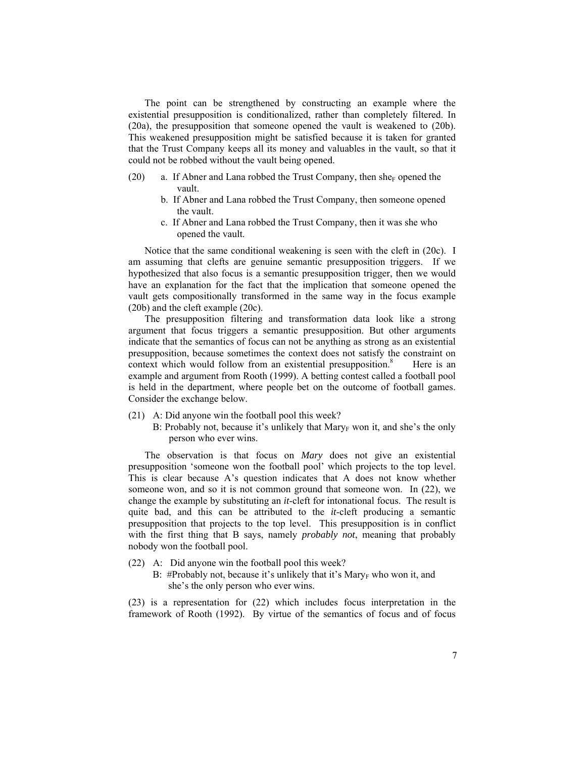The point can be strengthened by constructing an example where the existential presupposition is conditionalized, rather than completely filtered. In (20a), the presupposition that someone opened the vault is weakened to (20b). This weakened presupposition might be satisfied because it is taken for granted that the Trust Company keeps all its money and valuables in the vault, so that it could not be robbed without the vault being opened.

(20) a. If Abner and Lana robbed the Trust Company, then she$_F$ opened the vault.
  b. If Abner and Lana robbed the Trust Company, then someone opened the vault.
  c. If Abner and Lana robbed the Trust Company, then it was she who opened the vault.

Notice that the same conditional weakening is seen with the cleft in (20c). I am assuming that clefts are genuine semantic presupposition triggers. If we hypothesized that also focus is a semantic presupposition trigger, then we would have an explanation for the fact that the implication that someone opened the vault gets compositionally transformed in the same way in the focus example (20b) and the cleft example (20c).

The presupposition filtering and transformation data look like a strong argument that focus triggers a semantic presupposition. But other arguments indicate that the semantics of focus can not be anything as strong as an existential presupposition, because sometimes the context does not satisfy the constraint on context which would follow from an existential presupposition.[8] Here is an example and argument from Rooth (1999). A betting contest called a football pool is held in the department, where people bet on the outcome of football games. Consider the exchange below.

(21) A: Did anyone win the football pool this week?
  B: Probably not, because it's unlikely that Mary$_F$ won it, and she's the only person who ever wins.

The observation is that focus on *Mary* does not give an existential presupposition 'someone won the football pool' which projects to the top level. This is clear because A's question indicates that A does not know whether someone won, and so it is not common ground that someone won. In (22), we change the example by substituting an *it*-cleft for intonational focus. The result is quite bad, and this can be attributed to the *it*-cleft producing a semantic presupposition that projects to the top level. This presupposition is in conflict with the first thing that B says, namely *probably not*, meaning that probably nobody won the football pool.

(22) A: Did anyone win the football pool this week?
  B: #Probably not, because it's unlikely that it's Mary$_F$ who won it, and she's the only person who ever wins.

(23) is a representation for (22) which includes focus interpretation in the framework of Rooth (1992). By virtue of the semantics of focus and of focus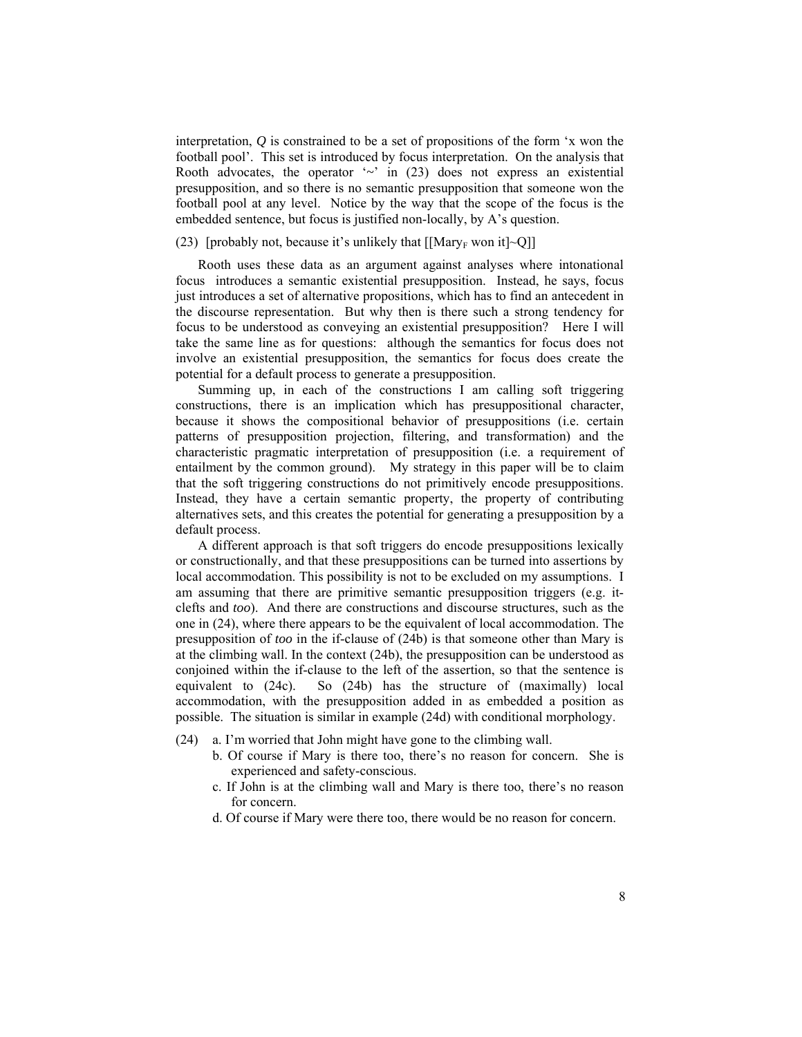interpretation, *Q* is constrained to be a set of propositions of the form 'x won the football pool'. This set is introduced by focus interpretation. On the analysis that Rooth advocates, the operator '~' in (23) does not express an existential presupposition, and so there is no semantic presupposition that someone won the football pool at any level. Notice by the way that the scope of the focus is the embedded sentence, but focus is justified non-locally, by A's question.

(23) [probably not, because it's unlikely that [[Mary$_F$ won it]~Q]]

Rooth uses these data as an argument against analyses where intonational focus introduces a semantic existential presupposition. Instead, he says, focus just introduces a set of alternative propositions, which has to find an antecedent in the discourse representation. But why then is there such a strong tendency for focus to be understood as conveying an existential presupposition? Here I will take the same line as for questions: although the semantics for focus does not involve an existential presupposition, the semantics for focus does create the potential for a default process to generate a presupposition.

Summing up, in each of the constructions I am calling soft triggering constructions, there is an implication which has presuppositional character, because it shows the compositional behavior of presuppositions (i.e. certain patterns of presupposition projection, filtering, and transformation) and the characteristic pragmatic interpretation of presupposition (i.e. a requirement of entailment by the common ground). My strategy in this paper will be to claim that the soft triggering constructions do not primitively encode presuppositions. Instead, they have a certain semantic property, the property of contributing alternatives sets, and this creates the potential for generating a presupposition by a default process.

A different approach is that soft triggers do encode presuppositions lexically or constructionally, and that these presuppositions can be turned into assertions by local accommodation. This possibility is not to be excluded on my assumptions. I am assuming that there are primitive semantic presupposition triggers (e.g. it-clefts and *too*). And there are constructions and discourse structures, such as the one in (24), where there appears to be the equivalent of local accommodation. The presupposition of *too* in the if-clause of (24b) is that someone other than Mary is at the climbing wall. In the context (24b), the presupposition can be understood as conjoined within the if-clause to the left of the assertion, so that the sentence is equivalent to (24c). So (24b) has the structure of (maximally) local accommodation, with the presupposition added in as embedded a position as possible. The situation is similar in example (24d) with conditional morphology.

(24) a. I'm worried that John might have gone to the climbing wall.
  b. Of course if Mary is there too, there's no reason for concern. She is experienced and safety-conscious.
  c. If John is at the climbing wall and Mary is there too, there's no reason for concern.
  d. Of course if Mary were there too, there would be no reason for concern.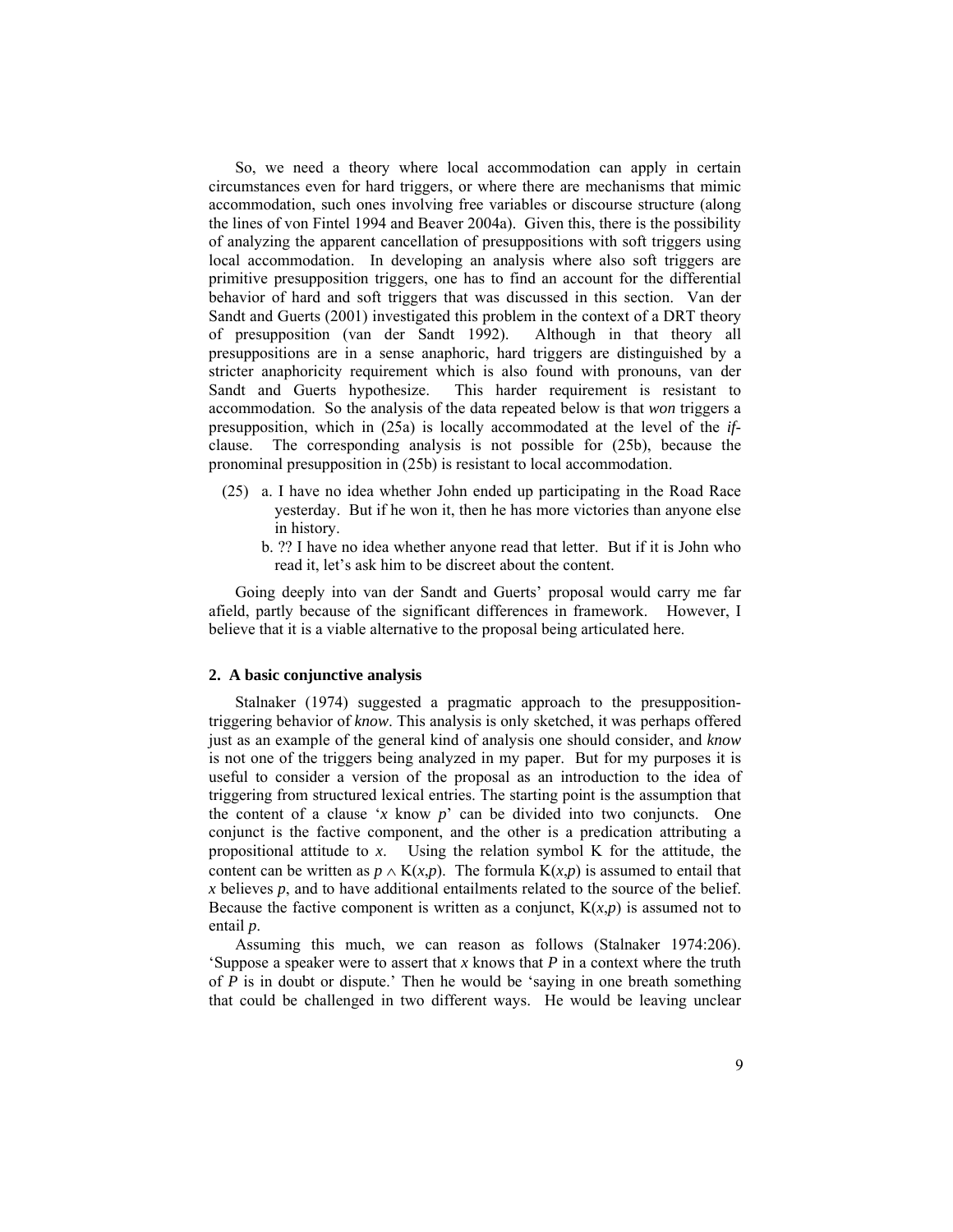So, we need a theory where local accommodation can apply in certain circumstances even for hard triggers, or where there are mechanisms that mimic accommodation, such ones involving free variables or discourse structure (along the lines of von Fintel 1994 and Beaver 2004a). Given this, there is the possibility of analyzing the apparent cancellation of presuppositions with soft triggers using local accommodation. In developing an analysis where also soft triggers are primitive presupposition triggers, one has to find an account for the differential behavior of hard and soft triggers that was discussed in this section. Van der Sandt and Guerts (2001) investigated this problem in the context of a DRT theory of presupposition (van der Sandt 1992). Although in that theory all presuppositions are in a sense anaphoric, hard triggers are distinguished by a stricter anaphoricity requirement which is also found with pronouns, van der Sandt and Guerts hypothesize. This harder requirement is resistant to accommodation. So the analysis of the data repeated below is that *won* triggers a presupposition, which in (25a) is locally accommodated at the level of the *if*-clause. The corresponding analysis is not possible for (25b), because the pronominal presupposition in (25b) is resistant to local accommodation.

(25) a. I have no idea whether John ended up participating in the Road Race yesterday. But if he won it, then he has more victories than anyone else in history.

b. ?? I have no idea whether anyone read that letter. But if it is John who read it, let's ask him to be discreet about the content.

Going deeply into van der Sandt and Guerts' proposal would carry me far afield, partly because of the significant differences in framework. However, I believe that it is a viable alternative to the proposal being articulated here.

## 2. A basic conjunctive analysis

Stalnaker (1974) suggested a pragmatic approach to the presupposition-triggering behavior of *know*. This analysis is only sketched, it was perhaps offered just as an example of the general kind of analysis one should consider, and *know* is not one of the triggers being analyzed in my paper. But for my purposes it is useful to consider a version of the proposal as an introduction to the idea of triggering from structured lexical entries. The starting point is the assumption that the content of a clause '$x$ know $p$' can be divided into two conjuncts. One conjunct is the factive component, and the other is a predication attributing a propositional attitude to $x$. Using the relation symbol K for the attitude, the content can be written as $p \wedge \mathrm{K}(x,p)$. The formula $\mathrm{K}(x,p)$ is assumed to entail that $x$ believes $p$, and to have additional entailments related to the source of the belief. Because the factive component is written as a conjunct, $\mathrm{K}(x,p)$ is assumed not to entail $p$.

Assuming this much, we can reason as follows (Stalnaker 1974:206). 'Suppose a speaker were to assert that $x$ knows that $P$ in a context where the truth of $P$ is in doubt or dispute.' Then he would be 'saying in one breath something that could be challenged in two different ways. He would be leaving unclear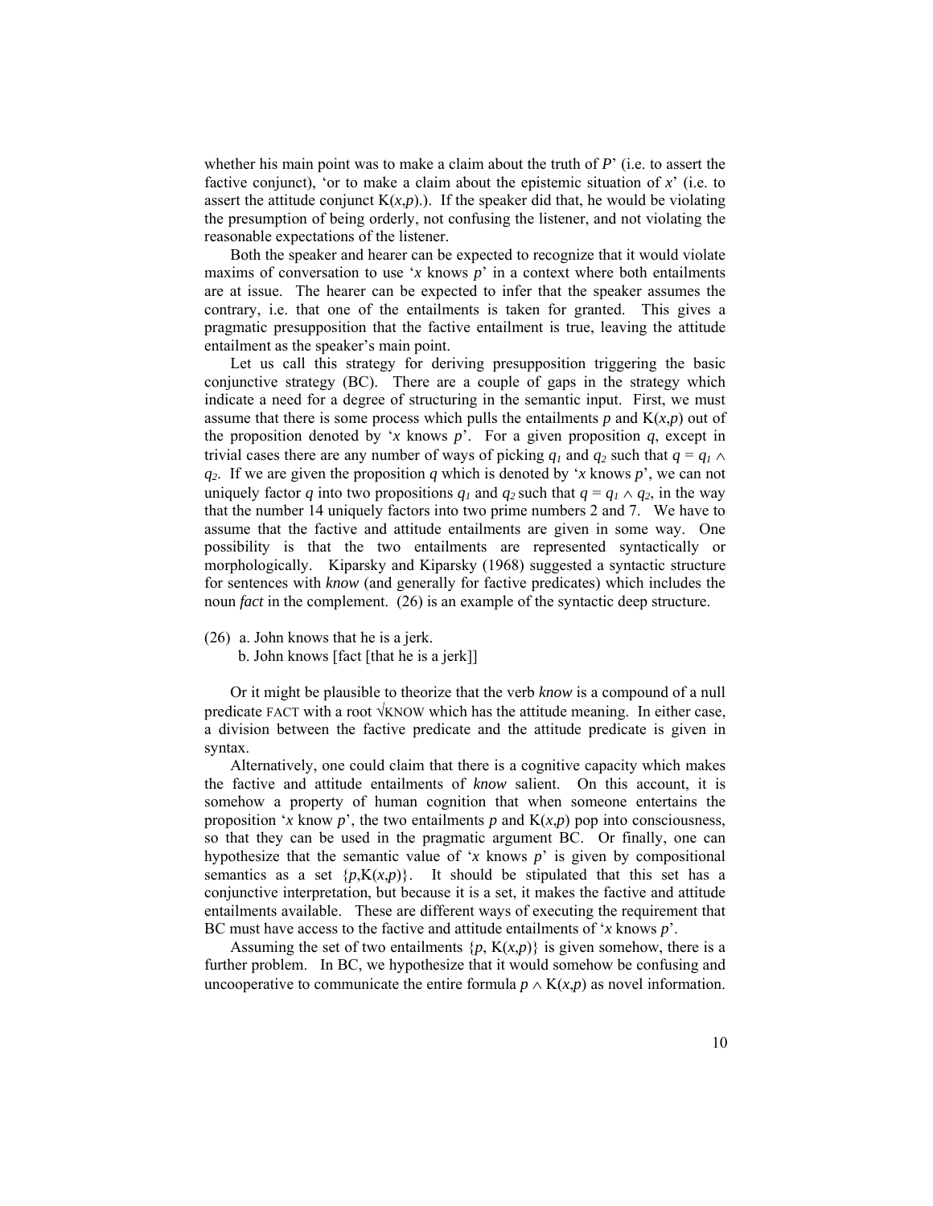whether his main point was to make a claim about the truth of *P*' (i.e. to assert the factive conjunct), 'or to make a claim about the epistemic situation of *x*' (i.e. to assert the attitude conjunct K($x$,$p$).). If the speaker did that, he would be violating the presumption of being orderly, not confusing the listener, and not violating the reasonable expectations of the listener.

Both the speaker and hearer can be expected to recognize that it would violate maxims of conversation to use '*x* knows *p*' in a context where both entailments are at issue. The hearer can be expected to infer that the speaker assumes the contrary, i.e. that one of the entailments is taken for granted. This gives a pragmatic presupposition that the factive entailment is true, leaving the attitude entailment as the speaker's main point.

Let us call this strategy for deriving presupposition triggering the basic conjunctive strategy (BC). There are a couple of gaps in the strategy which indicate a need for a degree of structuring in the semantic input. First, we must assume that there is some process which pulls the entailments *p* and K($x$,$p$) out of the proposition denoted by '*x* knows *p*'. For a given proposition *q*, except in trivial cases there are any number of ways of picking $q_1$ and $q_2$ such that $q = q_1 \wedge q_2$. If we are given the proposition *q* which is denoted by '*x* knows *p*', we can not uniquely factor *q* into two propositions $q_1$ and $q_2$ such that $q = q_1 \wedge q_2$, in the way that the number 14 uniquely factors into two prime numbers 2 and 7. We have to assume that the factive and attitude entailments are given in some way. One possibility is that the two entailments are represented syntactically or morphologically. Kiparsky and Kiparsky (1968) suggested a syntactic structure for sentences with *know* (and generally for factive predicates) which includes the noun *fact* in the complement. (26) is an example of the syntactic deep structure.

(26) a. John knows that he is a jerk.
  b. John knows [fact [that he is a jerk]]

Or it might be plausible to theorize that the verb *know* is a compound of a null predicate FACT with a root √KNOW which has the attitude meaning. In either case, a division between the factive predicate and the attitude predicate is given in syntax.

Alternatively, one could claim that there is a cognitive capacity which makes the factive and attitude entailments of *know* salient. On this account, it is somehow a property of human cognition that when someone entertains the proposition '*x* know *p*', the two entailments *p* and K($x$,$p$) pop into consciousness, so that they can be used in the pragmatic argument BC. Or finally, one can hypothesize that the semantic value of '*x* knows *p*' is given by compositional semantics as a set $\{p, \mathrm{K}(x,p)\}$. It should be stipulated that this set has a conjunctive interpretation, but because it is a set, it makes the factive and attitude entailments available. These are different ways of executing the requirement that BC must have access to the factive and attitude entailments of '*x* knows *p*'.

Assuming the set of two entailments $\{p, \mathrm{K}(x,p)\}$ is given somehow, there is a further problem. In BC, we hypothesize that it would somehow be confusing and uncooperative to communicate the entire formula $p \wedge \mathrm{K}(x,p)$ as novel information.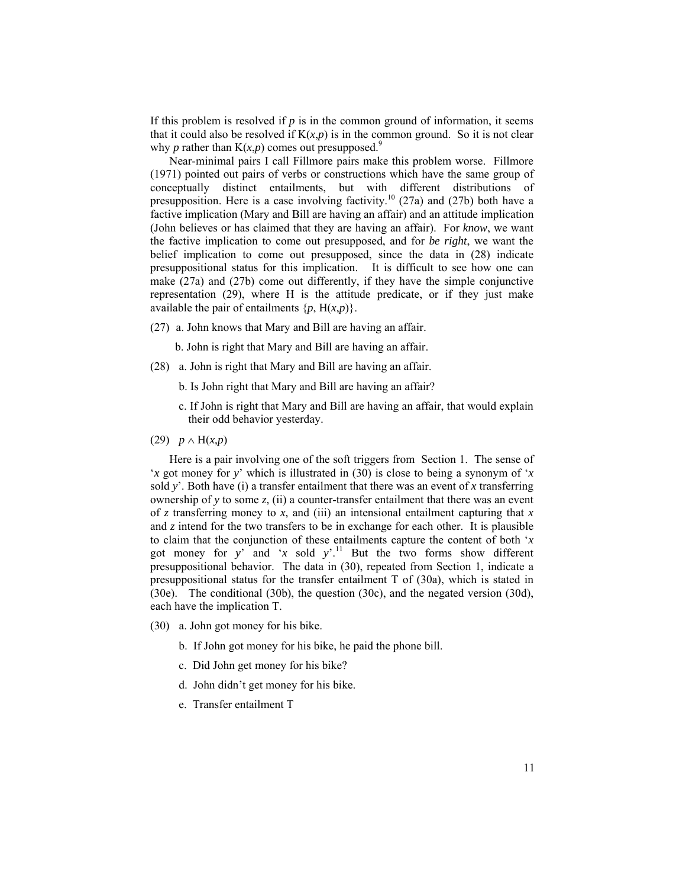If this problem is resolved if *p* is in the common ground of information, it seems that it could also be resolved if K(*x*,*p*) is in the common ground. So it is not clear why *p* rather than K(*x*,*p*) comes out presupposed.[9]

Near-minimal pairs I call Fillmore pairs make this problem worse. Fillmore (1971) pointed out pairs of verbs or constructions which have the same group of conceptually distinct entailments, but with different distributions of presupposition. Here is a case involving factivity.[10] (27a) and (27b) both have a factive implication (Mary and Bill are having an affair) and an attitude implication (John believes or has claimed that they are having an affair). For ***know***, we want the factive implication to come out presupposed, and for *be right*, we want the belief implication to come out presupposed, since the data in (28) indicate presuppositional status for this implication. It is difficult to see how one can make (27a) and (27b) come out differently, if they have the simple conjunctive representation (29), where H is the attitude predicate, or if they just make available the pair of entailments {*p*, H(*x*,*p*)}.

(27) a. John knows that Mary and Bill are having an affair.

b. John is right that Mary and Bill are having an affair.

(28) a. John is right that Mary and Bill are having an affair.

b. Is John right that Mary and Bill are having an affair?

c. If John is right that Mary and Bill are having an affair, that would explain their odd behavior yesterday.

(29) $p \wedge H(x,p)$

Here is a pair involving one of the soft triggers from Section 1. The sense of '*x* got money for *y*' which is illustrated in (30) is close to being a synonym of '*x* sold *y*'. Both have (i) a transfer entailment that there was an event of *x* transferring ownership of *y* to some *z*, (ii) a counter-transfer entailment that there was an event of *z* transferring money to *x*, and (iii) an intensional entailment capturing that *x* and *z* intend for the two transfers to be in exchange for each other. It is plausible to claim that the conjunction of these entailments capture the content of both '*x* got money for *y*' and '*x* sold *y*'.[11] But the two forms show different presuppositional behavior. The data in (30), repeated from Section 1, indicate a presuppositional status for the transfer entailment T of (30a), which is stated in (30e). The conditional (30b), the question (30c), and the negated version (30d), each have the implication T.

(30) a. John got money for his bike.

b. If John got money for his bike, he paid the phone bill.

c. Did John get money for his bike?

d. John didn't get money for his bike.

e. Transfer entailment T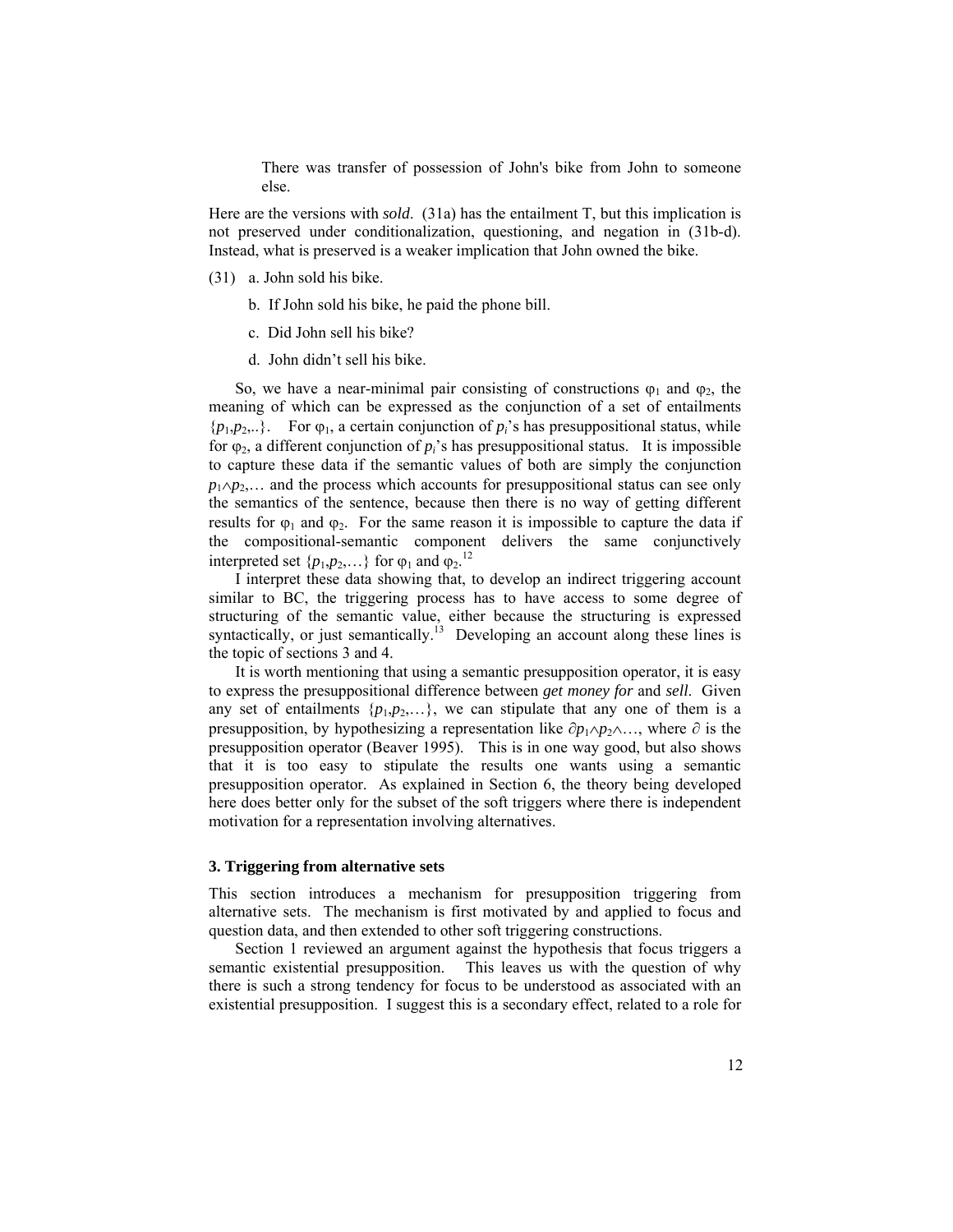There was transfer of possession of John's bike from John to someone else.

Here are the versions with *sold*. (31a) has the entailment T, but this implication is not preserved under conditionalization, questioning, and negation in (31b-d). Instead, what is preserved is a weaker implication that John owned the bike.

(31) a. John sold his bike.

b. If John sold his bike, he paid the phone bill.

c. Did John sell his bike?

d. John didn't sell his bike.

So, we have a near-minimal pair consisting of constructions $\varphi_1$ and $\varphi_2$, the meaning of which can be expressed as the conjunction of a set of entailments $\{p_1,p_2,..\}$. For $\varphi_1$, a certain conjunction of $p_i$'s has presuppositional status, while for $\varphi_2$, a different conjunction of $p_i$'s has presuppositional status. It is impossible to capture these data if the semantic values of both are simply the conjunction $p_1 \wedge p_2,\ldots$ and the process which accounts for presuppositional status can see only the semantics of the sentence, because then there is no way of getting different results for $\varphi_1$ and $\varphi_2$. For the same reason it is impossible to capture the data if the compositional-semantic component delivers the same conjunctively interpreted set $\{p_1,p_2,\ldots\}$ for $\varphi_1$ and $\varphi_2$.[12]

I interpret these data showing that, to develop an indirect triggering account similar to BC, the triggering process has to have access to some degree of structuring of the semantic value, either because the structuring is expressed syntactically, or just semantically.[13] Developing an account along these lines is the topic of sections 3 and 4.

It is worth mentioning that using a semantic presupposition operator, it is easy to express the presuppositional difference between *get money for* and *sell*. Given any set of entailments $\{p_1,p_2,\ldots\}$, we can stipulate that any one of them is a presupposition, by hypothesizing a representation like $\partial p_1 \wedge p_2 \wedge \ldots$, where $\partial$ is the presupposition operator (Beaver 1995). This is in one way good, but also shows that it is too easy to stipulate the results one wants using a semantic presupposition operator. As explained in Section 6, the theory being developed here does better only for the subset of the soft triggers where there is independent motivation for a representation involving alternatives.

### 3. Triggering from alternative sets

This section introduces a mechanism for presupposition triggering from alternative sets. The mechanism is first motivated by and applied to focus and question data, and then extended to other soft triggering constructions.

Section 1 reviewed an argument against the hypothesis that focus triggers a semantic existential presupposition. This leaves us with the question of why there is such a strong tendency for focus to be understood as associated with an existential presupposition. I suggest this is a secondary effect, related to a role for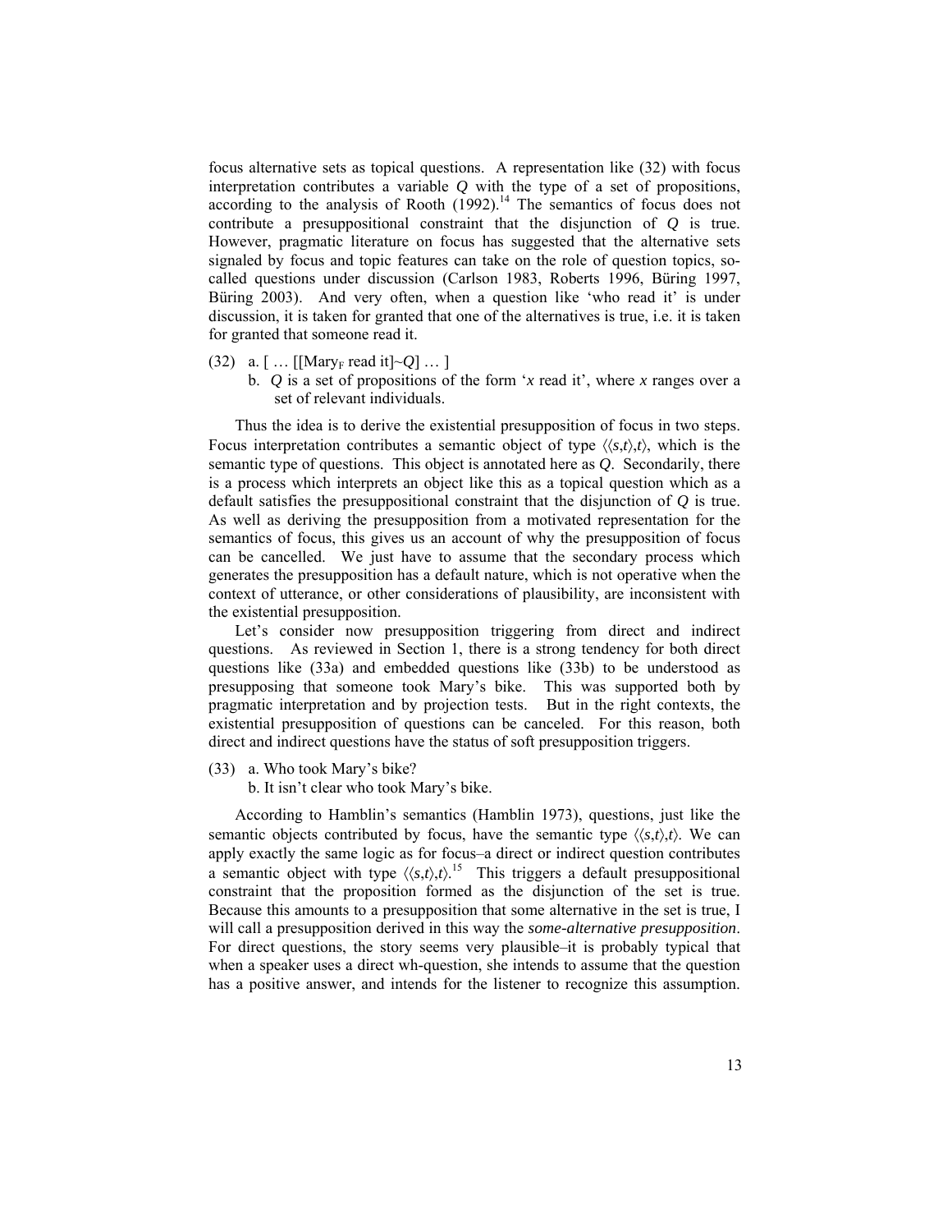focus alternative sets as topical questions. A representation like (32) with focus interpretation contributes a variable *Q* with the type of a set of propositions, according to the analysis of Rooth (1992).[14] The semantics of focus does not contribute a presuppositional constraint that the disjunction of *Q* is true. However, pragmatic literature on focus has suggested that the alternative sets signaled by focus and topic features can take on the role of question topics, so-called questions under discussion (Carlson 1983, Roberts 1996, Büring 1997, Büring 2003). And very often, when a question like 'who read it' is under discussion, it is taken for granted that one of the alternatives is true, i.e. it is taken for granted that someone read it.

(32) a. [ … [[Mary$_F$ read it]~*Q*] … ]
 b. *Q* is a set of propositions of the form '*x* read it', where *x* ranges over a set of relevant individuals.

Thus the idea is to derive the existential presupposition of focus in two steps. Focus interpretation contributes a semantic object of type $\langle\langle s,t\rangle,t\rangle$, which is the semantic type of questions. This object is annotated here as *Q*. Secondarily, there is a process which interprets an object like this as a topical question which as a default satisfies the presuppositional constraint that the disjunction of *Q* is true. As well as deriving the presupposition from a motivated representation for the semantics of focus, this gives us an account of why the presupposition of focus can be cancelled. We just have to assume that the secondary process which generates the presupposition has a default nature, which is not operative when the context of utterance, or other considerations of plausibility, are inconsistent with the existential presupposition.

Let's consider now presupposition triggering from direct and indirect questions. As reviewed in Section 1, there is a strong tendency for both direct questions like (33a) and embedded questions like (33b) to be understood as presupposing that someone took Mary's bike. This was supported both by pragmatic interpretation and by projection tests. But in the right contexts, the existential presupposition of questions can be canceled. For this reason, both direct and indirect questions have the status of soft presupposition triggers.

(33) a. Who took Mary's bike?
 b. It isn't clear who took Mary's bike.

According to Hamblin's semantics (Hamblin 1973), questions, just like the semantic objects contributed by focus, have the semantic type $\langle\langle s,t\rangle,t\rangle$. We can apply exactly the same logic as for focus–a direct or indirect question contributes a semantic object with type $\langle\langle s,t\rangle,t\rangle$.[15] This triggers a default presuppositional constraint that the proposition formed as the disjunction of the set is true. Because this amounts to a presupposition that some alternative in the set is true, I will call a presupposition derived in this way the *some-alternative presupposition*. For direct questions, the story seems very plausible–it is probably typical that when a speaker uses a direct wh-question, she intends to assume that the question has a positive answer, and intends for the listener to recognize this assumption.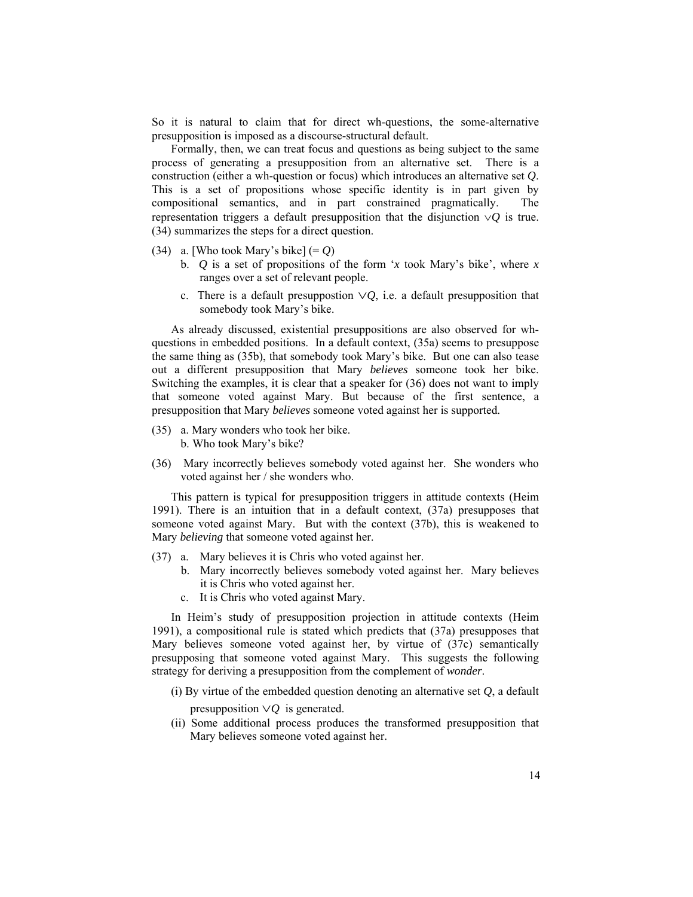So it is natural to claim that for direct wh-questions, the some-alternative presupposition is imposed as a discourse-structural default.

Formally, then, we can treat focus and questions as being subject to the same process of generating a presupposition from an alternative set. There is a construction (either a wh-question or focus) which introduces an alternative set *Q*. This is a set of propositions whose specific identity is in part given by compositional semantics, and in part constrained pragmatically. The representation triggers a default presupposition that the disjunction $\vee Q$ is true. (34) summarizes the steps for a direct question.

(34) a. [Who took Mary's bike] (= *Q*)
  b. *Q* is a set of propositions of the form '*x* took Mary's bike', where *x* ranges over a set of relevant people.
  c. There is a default presuppostion $\vee Q$, i.e. a default presupposition that somebody took Mary's bike.

As already discussed, existential presuppositions are also observed for wh-questions in embedded positions. In a default context, (35a) seems to presuppose the same thing as (35b), that somebody took Mary's bike. But one can also tease out a different presupposition that Mary *believes* someone took her bike. Switching the examples, it is clear that a speaker for (36) does not want to imply that someone voted against Mary. But because of the first sentence, a presupposition that Mary *believes* someone voted against her is supported.

(35) a. Mary wonders who took her bike.
  b. Who took Mary's bike?

(36) Mary incorrectly believes somebody voted against her. She wonders who voted against her / she wonders who.

This pattern is typical for presupposition triggers in attitude contexts (Heim 1991). There is an intuition that in a default context, (37a) presupposes that someone voted against Mary. But with the context (37b), this is weakened to Mary *believing* that someone voted against her.

(37) a. Mary believes it is Chris who voted against her.
  b. Mary incorrectly believes somebody voted against her. Mary believes it is Chris who voted against her.
  c. It is Chris who voted against Mary.

In Heim's study of presupposition projection in attitude contexts (Heim 1991), a compositional rule is stated which predicts that (37a) presupposes that Mary believes someone voted against her, by virtue of (37c) semantically presupposing that someone voted against Mary. This suggests the following strategy for deriving a presupposition from the complement of *wonder*.

(i) By virtue of the embedded question denoting an alternative set *Q*, a default presupposition $\vee Q$ is generated.

(ii) Some additional process produces the transformed presupposition that Mary believes someone voted against her.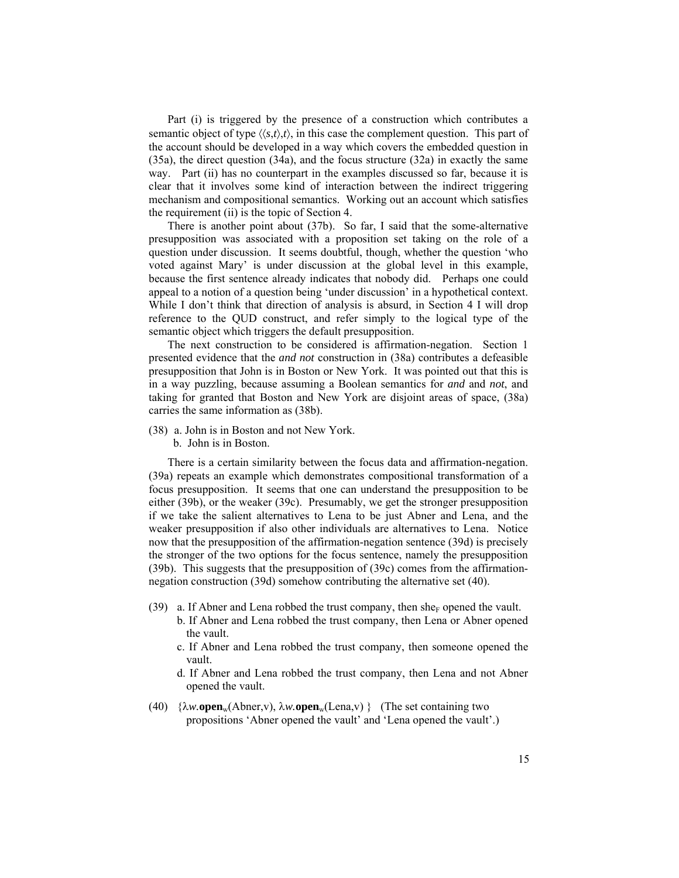Part (i) is triggered by the presence of a construction which contributes a semantic object of type $\langle\langle s,t\rangle,t\rangle$, in this case the complement question. This part of the account should be developed in a way which covers the embedded question in (35a), the direct question (34a), and the focus structure (32a) in exactly the same way. Part (ii) has no counterpart in the examples discussed so far, because it is clear that it involves some kind of interaction between the indirect triggering mechanism and compositional semantics. Working out an account which satisfies the requirement (ii) is the topic of Section 4.

There is another point about (37b). So far, I said that the some-alternative presupposition was associated with a proposition set taking on the role of a question under discussion. It seems doubtful, though, whether the question 'who voted against Mary' is under discussion at the global level in this example, because the first sentence already indicates that nobody did. Perhaps one could appeal to a notion of a question being 'under discussion' in a hypothetical context. While I don't think that direction of analysis is absurd, in Section 4 I will drop reference to the QUD construct, and refer simply to the logical type of the semantic object which triggers the default presupposition.

The next construction to be considered is affirmation-negation. Section 1 presented evidence that the *and not* construction in (38a) contributes a defeasible presupposition that John is in Boston or New York. It was pointed out that this is in a way puzzling, because assuming a Boolean semantics for *and* and *not*, and taking for granted that Boston and New York are disjoint areas of space, (38a) carries the same information as (38b).

(38) a. John is in Boston and not New York.
b. John is in Boston.

There is a certain similarity between the focus data and affirmation-negation. (39a) repeats an example which demonstrates compositional transformation of a focus presupposition. It seems that one can understand the presupposition to be either (39b), or the weaker (39c). Presumably, we get the stronger presupposition if we take the salient alternatives to Lena to be just Abner and Lena, and the weaker presupposition if also other individuals are alternatives to Lena. Notice now that the presupposition of the affirmation-negation sentence (39d) is precisely the stronger of the two options for the focus sentence, namely the presupposition (39b). This suggests that the presupposition of (39c) comes from the affirmation-negation construction (39d) somehow contributing the alternative set (40).

(39) a. If Abner and Lena robbed the trust company, then she$_F$ opened the vault.
b. If Abner and Lena robbed the trust company, then Lena or Abner opened the vault.
c. If Abner and Lena robbed the trust company, then someone opened the vault.
d. If Abner and Lena robbed the trust company, then Lena and not Abner opened the vault.

(40) $\{\lambda w.\mathbf{open}_w(\text{Abner},v),\ \lambda w.\mathbf{open}_w(\text{Lena},v)\}$ (The set containing two propositions 'Abner opened the vault' and 'Lena opened the vault'.)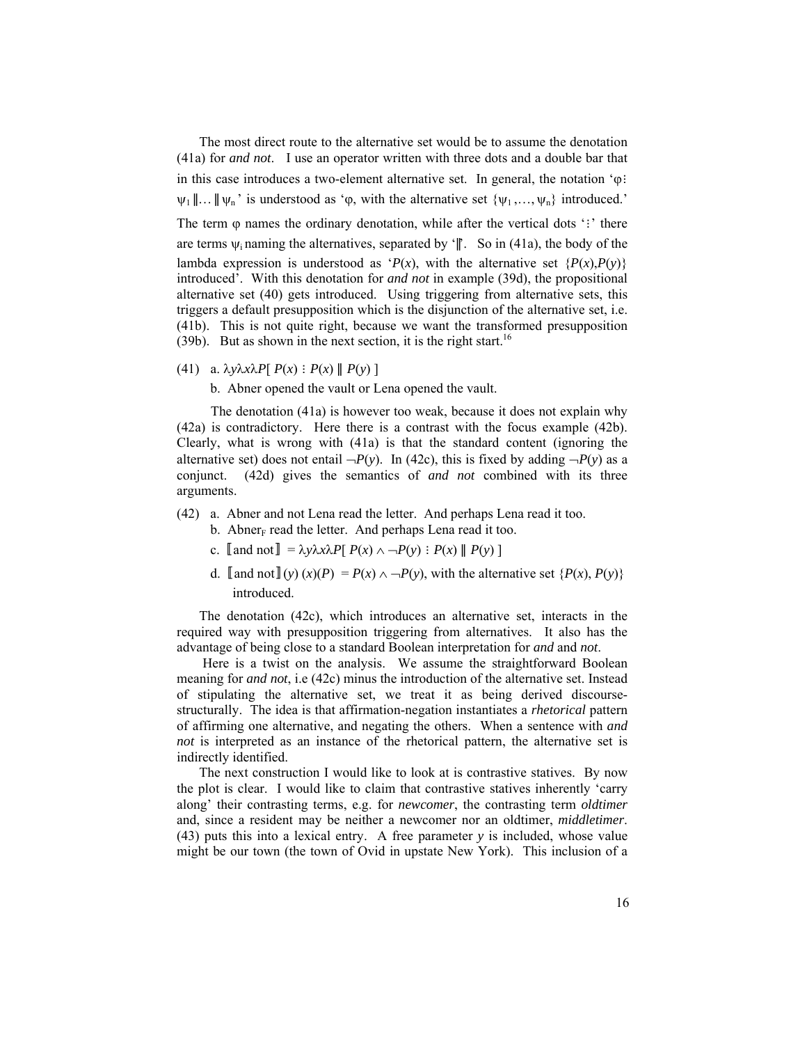The most direct route to the alternative set would be to assume the denotation (41a) for *and not*. I use an operator written with three dots and a double bar that in this case introduces a two-element alternative set. In general, the notation '$\varphi \vdots \psi_1 \| \ldots \| \psi_n$' is understood as '$\varphi$, with the alternative set $\{\psi_1, \ldots, \psi_n\}$ introduced.' The term $\varphi$ names the ordinary denotation, while after the vertical dots '$\vdots$' there are terms $\psi_i$ naming the alternatives, separated by '$\|$'. So in (41a), the body of the lambda expression is understood as '$P(x)$, with the alternative set $\{P(x),P(y)\}$ introduced'. With this denotation for *and not* in example (39d), the propositional alternative set (40) gets introduced. Using triggering from alternative sets, this triggers a default presupposition which is the disjunction of the alternative set, i.e. (41b). This is not quite right, because we want the transformed presupposition (39b). But as shown in the next section, it is the right start.[16]

(41) a. $\lambda y \lambda x \lambda P[\, P(x) \vdots P(x) \| P(y) \,]$

b. Abner opened the vault or Lena opened the vault.

The denotation (41a) is however too weak, because it does not explain why (42a) is contradictory. Here there is a contrast with the focus example (42b). Clearly, what is wrong with (41a) is that the standard content (ignoring the alternative set) does not entail $\neg P(y)$. In (42c), this is fixed by adding $\neg P(y)$ as a conjunct. (42d) gives the semantics of *and not* combined with its three arguments.

(42) a. Abner and not Lena read the letter. And perhaps Lena read it too.

b. Abner$_F$ read the letter. And perhaps Lena read it too.

c. $[\![\text{and not}]\!] = \lambda y \lambda x \lambda P[\, P(x) \wedge \neg P(y) \vdots P(x) \| P(y) \,]$

d. $[\![\text{and not}]\!](y)(x)(P) = P(x) \wedge \neg P(y)$, with the alternative set $\{P(x), P(y)\}$ introduced.

The denotation (42c), which introduces an alternative set, interacts in the required way with presupposition triggering from alternatives. It also has the advantage of being close to a standard Boolean interpretation for *and* and *not*.

Here is a twist on the analysis. We assume the straightforward Boolean meaning for *and not*, i.e (42c) minus the introduction of the alternative set. Instead of stipulating the alternative set, we treat it as being derived discourse-structurally. The idea is that affirmation-negation instantiates a *rhetorical* pattern of affirming one alternative, and negating the others. When a sentence with *and not* is interpreted as an instance of the rhetorical pattern, the alternative set is indirectly identified.

The next construction I would like to look at is contrastive statives. By now the plot is clear. I would like to claim that contrastive statives inherently 'carry along' their contrasting terms, e.g. for *newcomer*, the contrasting term *oldtimer* and, since a resident may be neither a newcomer nor an oldtimer, *middletimer*. (43) puts this into a lexical entry. A free parameter $y$ is included, whose value might be our town (the town of Ovid in upstate New York). This inclusion of a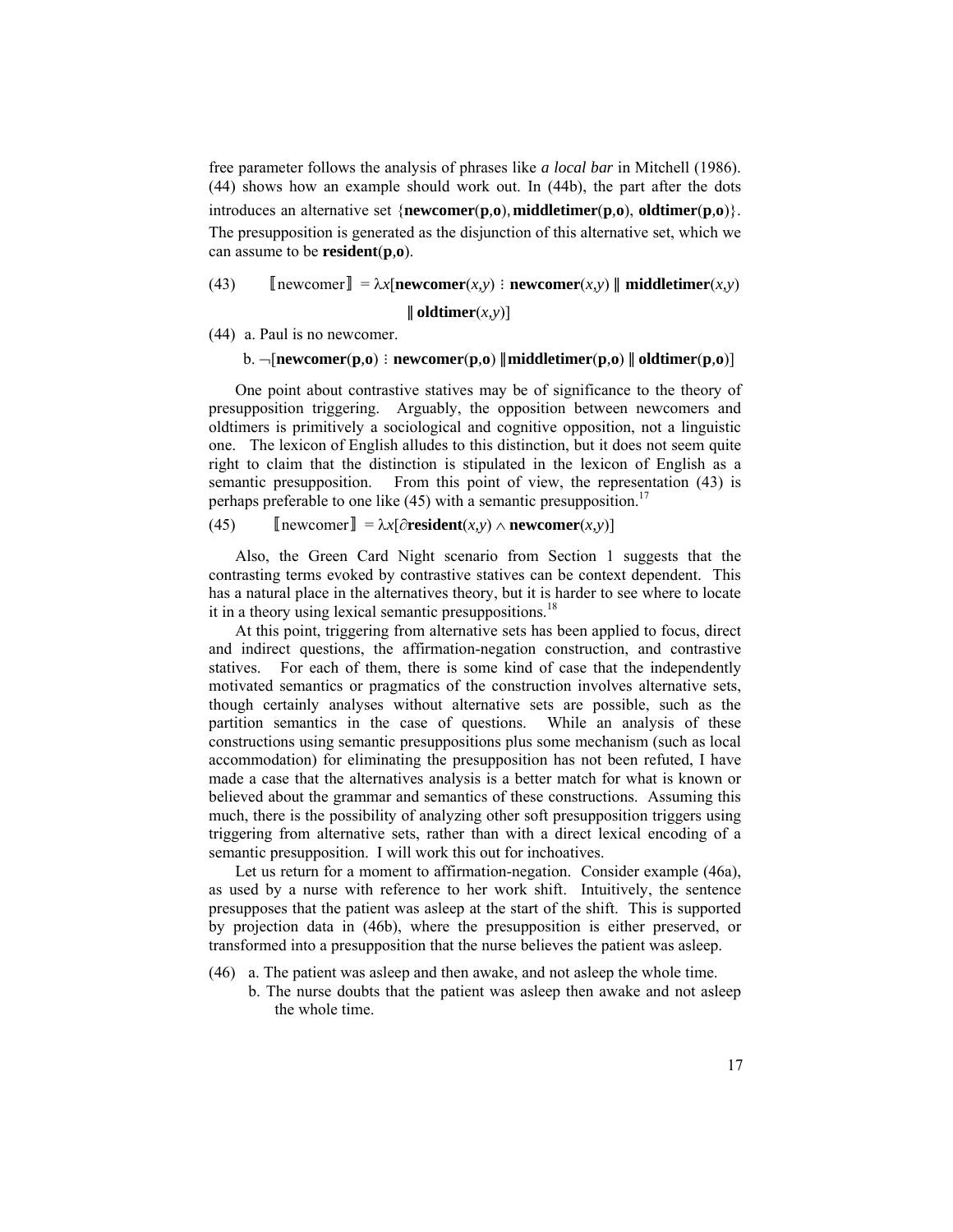free parameter follows the analysis of phrases like *a local bar* in Mitchell (1986). (44) shows how an example should work out. In (44b), the part after the dots introduces an alternative set {**newcomer**(**p**,**o**), **middletimer**(**p**,**o**), **oldtimer**(**p**,**o**)}. The presupposition is generated as the disjunction of this alternative set, which we can assume to be **resident**(**p**,**o**).

(43) $[\![\text{newcomer}]\!] = \lambda x[\mathbf{newcomer}(x,y) \vdots \mathbf{newcomer}(x,y) \parallel \mathbf{middletimer}(x,y) \parallel \mathbf{oldtimer}(x,y)]$

(44) a. Paul is no newcomer.

b. $\neg[\mathbf{newcomer}(\mathbf{p},\mathbf{o}) \vdots \mathbf{newcomer}(\mathbf{p},\mathbf{o}) \parallel \mathbf{middletimer}(\mathbf{p},\mathbf{o}) \parallel \mathbf{oldtimer}(\mathbf{p},\mathbf{o})]$

One point about contrastive statives may be of significance to the theory of presupposition triggering. Arguably, the opposition between newcomers and oldtimers is primitively a sociological and cognitive opposition, not a linguistic one. The lexicon of English alludes to this distinction, but it does not seem quite right to claim that the distinction is stipulated in the lexicon of English as a semantic presupposition. From this point of view, the representation (43) is perhaps preferable to one like (45) with a semantic presupposition.[17]

(45) $[\![\text{newcomer}]\!] = \lambda x[\partial\mathbf{resident}(x,y) \wedge \mathbf{newcomer}(x,y)]$

Also, the Green Card Night scenario from Section 1 suggests that the contrasting terms evoked by contrastive statives can be context dependent. This has a natural place in the alternatives theory, but it is harder to see where to locate it in a theory using lexical semantic presuppositions.[18]

At this point, triggering from alternative sets has been applied to focus, direct and indirect questions, the affirmation-negation construction, and contrastive statives. For each of them, there is some kind of case that the independently motivated semantics or pragmatics of the construction involves alternative sets, though certainly analyses without alternative sets are possible, such as the partition semantics in the case of questions. While an analysis of these constructions using semantic presuppositions plus some mechanism (such as local accommodation) for eliminating the presupposition has not been refuted, I have made a case that the alternatives analysis is a better match for what is known or believed about the grammar and semantics of these constructions. Assuming this much, there is the possibility of analyzing other soft presupposition triggers using triggering from alternative sets, rather than with a direct lexical encoding of a semantic presupposition. I will work this out for inchoatives.

Let us return for a moment to affirmation-negation. Consider example (46a), as used by a nurse with reference to her work shift. Intuitively, the sentence presupposes that the patient was asleep at the start of the shift. This is supported by projection data in (46b), where the presupposition is either preserved, or transformed into a presupposition that the nurse believes the patient was asleep.

(46) a. The patient was asleep and then awake, and not asleep the whole time.

b. The nurse doubts that the patient was asleep then awake and not asleep the whole time.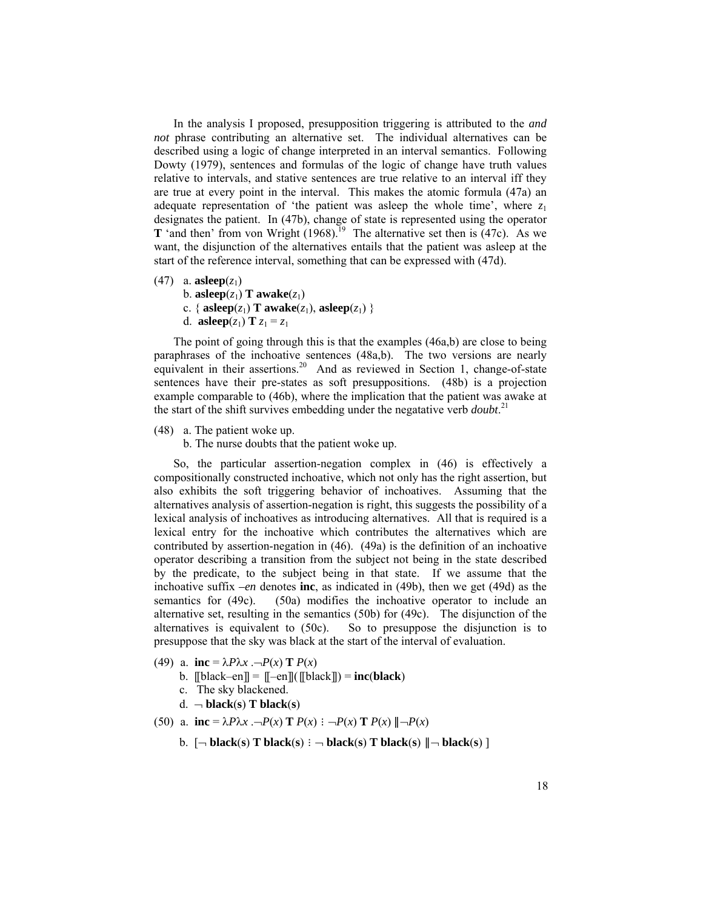In the analysis I proposed, presupposition triggering is attributed to the *and not* phrase contributing an alternative set. The individual alternatives can be described using a logic of change interpreted in an interval semantics. Following Dowty (1979), sentences and formulas of the logic of change have truth values relative to intervals, and stative sentences are true relative to an interval iff they are true at every point in the interval. This makes the atomic formula (47a) an adequate representation of 'the patient was asleep the whole time', where $z_1$ designates the patient. In (47b), change of state is represented using the operator **T** 'and then' from von Wright (1968).[19] The alternative set then is (47c). As we want, the disjunction of the alternatives entails that the patient was asleep at the start of the reference interval, something that can be expressed with (47d).

(47) a. $\mathbf{asleep}(z_1)$
 b. $\mathbf{asleep}(z_1)\ \mathbf{T}\ \mathbf{awake}(z_1)$
 c. $\{\ \mathbf{asleep}(z_1)\ \mathbf{T}\ \mathbf{awake}(z_1),\ \mathbf{asleep}(z_1)\ \}$
 d. $\mathbf{asleep}(z_1)\ \mathbf{T}\ z_1 = z_1$

The point of going through this is that the examples (46a,b) are close to being paraphrases of the inchoative sentences (48a,b). The two versions are nearly equivalent in their assertions.[20] And as reviewed in Section 1, change-of-state sentences have their pre-states as soft presuppositions. (48b) is a projection example comparable to (46b), where the implication that the patient was awake at the start of the shift survives embedding under the negatative verb *doubt*.[21]

(48) a. The patient woke up.
 b. The nurse doubts that the patient woke up.

So, the particular assertion-negation complex in (46) is effectively a compositionally constructed inchoative, which not only has the right assertion, but also exhibits the soft triggering behavior of inchoatives. Assuming that the alternatives analysis of assertion-negation is right, this suggests the possibility of a lexical analysis of inchoatives as introducing alternatives. All that is required is a lexical entry for the inchoative which contributes the alternatives which are contributed by assertion-negation in (46). (49a) is the definition of an inchoative operator describing a transition from the subject not being in the state described by the predicate, to the subject being in that state. If we assume that the inchoative suffix *–en* denotes **inc**, as indicated in (49b), then we get (49d) as the semantics for (49c). (50a) modifies the inchoative operator to include an alternative set, resulting in the semantics (50b) for (49c). The disjunction of the alternatives is equivalent to (50c). So to presuppose the disjunction is to presuppose that the sky was black at the start of the interval of evaluation.

(49) a. $\mathbf{inc} = \lambda P \lambda x\ .\neg P(x)\ \mathbf{T}\ P(x)$
 b. $[\![\text{black–en}]\!] = [\![\text{–en}]\!]([\![\text{black}]\!]) = \mathbf{inc}(\mathbf{black})$
 c. The sky blackened.
 d. $\neg\ \mathbf{black}(\mathbf{s})\ \mathbf{T}\ \mathbf{black}(\mathbf{s})$

(50) a. $\mathbf{inc} = \lambda P \lambda x\ .\neg P(x)\ \mathbf{T}\ P(x) \ \vdots\ \neg P(x)\ \mathbf{T}\ P(x)\ \|\neg P(x)$
 b. $[\neg\ \mathbf{black}(\mathbf{s})\ \mathbf{T}\ \mathbf{black}(\mathbf{s}) \ \vdots\ \neg\ \mathbf{black}(\mathbf{s})\ \mathbf{T}\ \mathbf{black}(\mathbf{s})\ \|\neg\ \mathbf{black}(\mathbf{s})\ ]$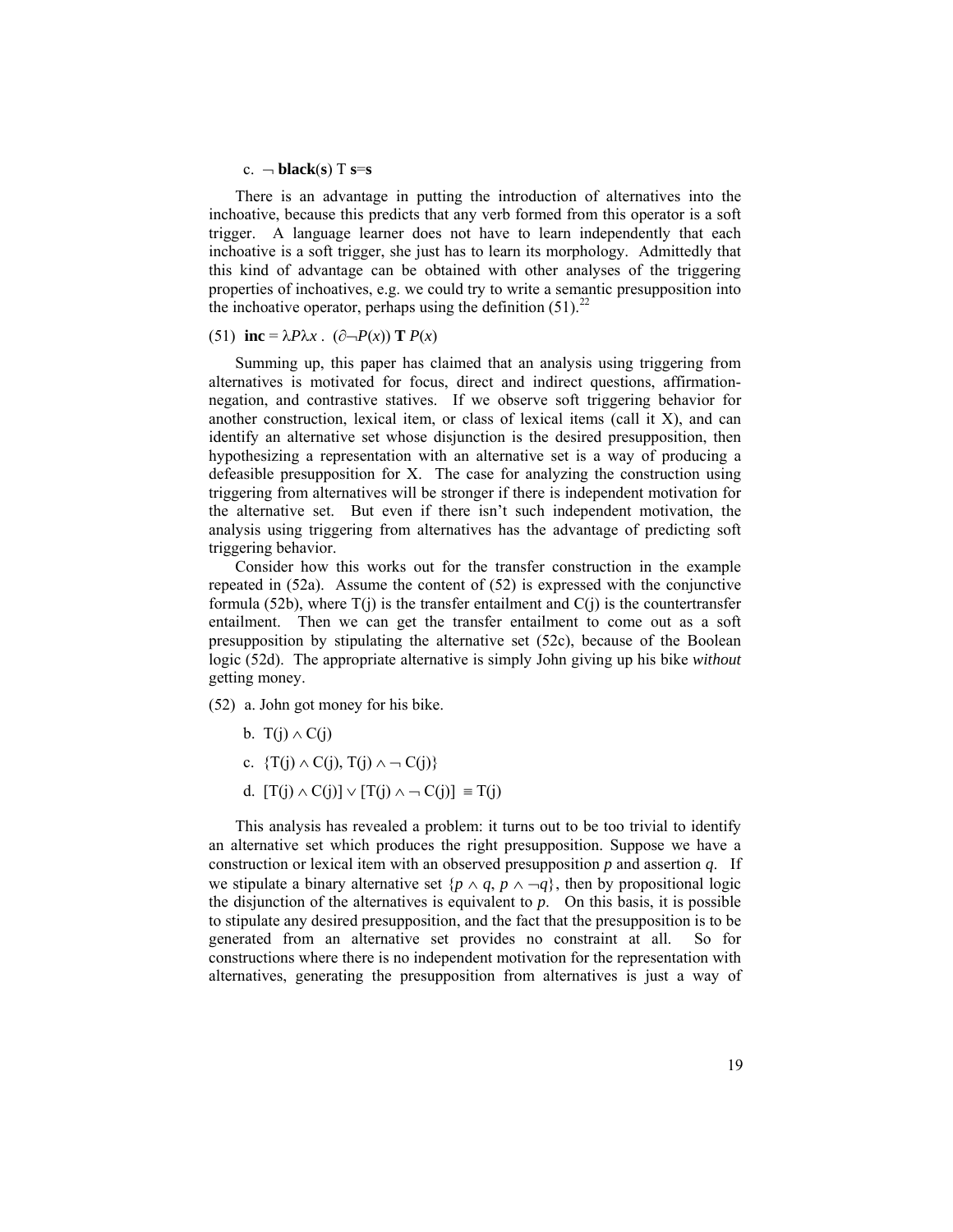c. $\neg$ **black**(**s**) T **s**=**s**

There is an advantage in putting the introduction of alternatives into the inchoative, because this predicts that any verb formed from this operator is a soft trigger. A language learner does not have to learn independently that each inchoative is a soft trigger, she just has to learn its morphology. Admittedly that this kind of advantage can be obtained with other analyses of the triggering properties of inchoatives, e.g. we could try to write a semantic presupposition into the inchoative operator, perhaps using the definition (51).[22]

(51) $\textbf{inc} = \lambda P \lambda x \, . \, (\partial\neg P(x)) \, \textbf{T} \, P(x)$

Summing up, this paper has claimed that an analysis using triggering from alternatives is motivated for focus, direct and indirect questions, affirmation-negation, and contrastive statives. If we observe soft triggering behavior for another construction, lexical item, or class of lexical items (call it X), and can identify an alternative set whose disjunction is the desired presupposition, then hypothesizing a representation with an alternative set is a way of producing a defeasible presupposition for X. The case for analyzing the construction using triggering from alternatives will be stronger if there is independent motivation for the alternative set. But even if there isn't such independent motivation, the analysis using triggering from alternatives has the advantage of predicting soft triggering behavior.

Consider how this works out for the transfer construction in the example repeated in (52a). Assume the content of (52) is expressed with the conjunctive formula (52b), where T(j) is the transfer entailment and C(j) is the countertransfer entailment. Then we can get the transfer entailment to come out as a soft presupposition by stipulating the alternative set (52c), because of the Boolean logic (52d). The appropriate alternative is simply John giving up his bike *without* getting money.

(52) a. John got money for his bike.

b. $\mathrm{T(j)} \wedge \mathrm{C(j)}$

c. $\{\mathrm{T(j)} \wedge \mathrm{C(j)}, \mathrm{T(j)} \wedge \neg\, \mathrm{C(j)}\}$

d. $[\mathrm{T(j)} \wedge \mathrm{C(j)}] \vee [\mathrm{T(j)} \wedge \neg\, \mathrm{C(j)}] \equiv \mathrm{T(j)}$

This analysis has revealed a problem: it turns out to be too trivial to identify an alternative set which produces the right presupposition. Suppose we have a construction or lexical item with an observed presupposition $p$ and assertion $q$. If we stipulate a binary alternative set $\{p \wedge q, p \wedge \neg q\}$, then by propositional logic the disjunction of the alternatives is equivalent to $p$. On this basis, it is possible to stipulate any desired presupposition, and the fact that the presupposition is to be generated from an alternative set provides no constraint at all. So for constructions where there is no independent motivation for the representation with alternatives, generating the presupposition from alternatives is just a way of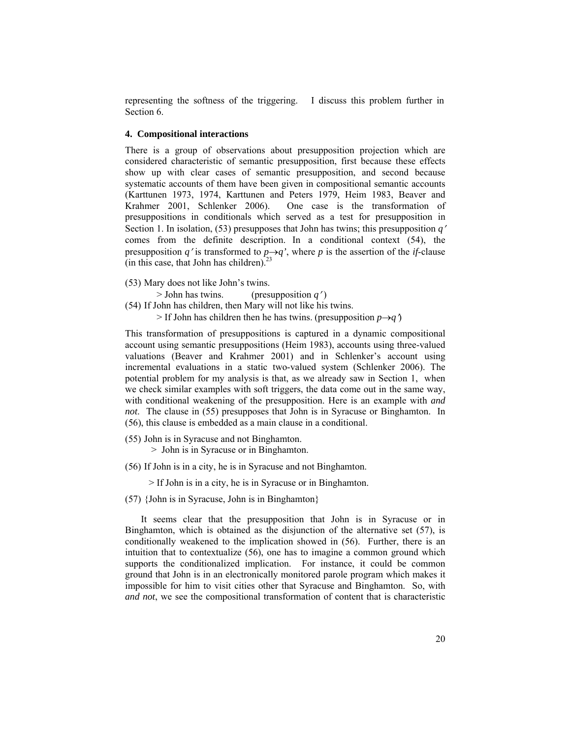representing the softness of the triggering. I discuss this problem further in Section 6.

### 4. Compositional interactions

There is a group of observations about presupposition projection which are considered characteristic of semantic presupposition, first because these effects show up with clear cases of semantic presupposition, and second because systematic accounts of them have been given in compositional semantic accounts (Karttunen 1973, 1974, Karttunen and Peters 1979, Heim 1983, Beaver and Krahmer 2001, Schlenker 2006). One case is the transformation of presuppositions in conditionals which served as a test for presupposition in Section 1. In isolation, (53) presupposes that John has twins; this presupposition $q'$ comes from the definite description. In a conditional context (54), the presupposition $q'$ is transformed to $p \rightarrow q'$, where $p$ is the assertion of the *if*-clause (in this case, that John has children).[23]

(53) Mary does not like John's twins.
> John has twins. (presupposition $q'$)

(54) If John has children, then Mary will not like his twins.
> If John has children then he has twins. (presupposition $p \rightarrow q'$)

This transformation of presuppositions is captured in a dynamic compositional account using semantic presuppositions (Heim 1983), accounts using three-valued valuations (Beaver and Krahmer 2001) and in Schlenker's account using incremental evaluations in a static two-valued system (Schlenker 2006). The potential problem for my analysis is that, as we already saw in Section 1, when we check similar examples with soft triggers, the data come out in the same way, with conditional weakening of the presupposition. Here is an example with *and not*. The clause in (55) presupposes that John is in Syracuse or Binghamton. In (56), this clause is embedded as a main clause in a conditional.

(55) John is in Syracuse and not Binghamton.
> John is in Syracuse or in Binghamton.

(56) If John is in a city, he is in Syracuse and not Binghamton.
> If John is in a city, he is in Syracuse or in Binghamton.

(57) {John is in Syracuse, John is in Binghamton}

It seems clear that the presupposition that John is in Syracuse or in Binghamton, which is obtained as the disjunction of the alternative set (57), is conditionally weakened to the implication showed in (56). Further, there is an intuition that to contextualize (56), one has to imagine a common ground which supports the conditionalized implication. For instance, it could be common ground that John is in an electronically monitored parole program which makes it impossible for him to visit cities other that Syracuse and Binghamton. So, with *and not*, we see the compositional transformation of content that is characteristic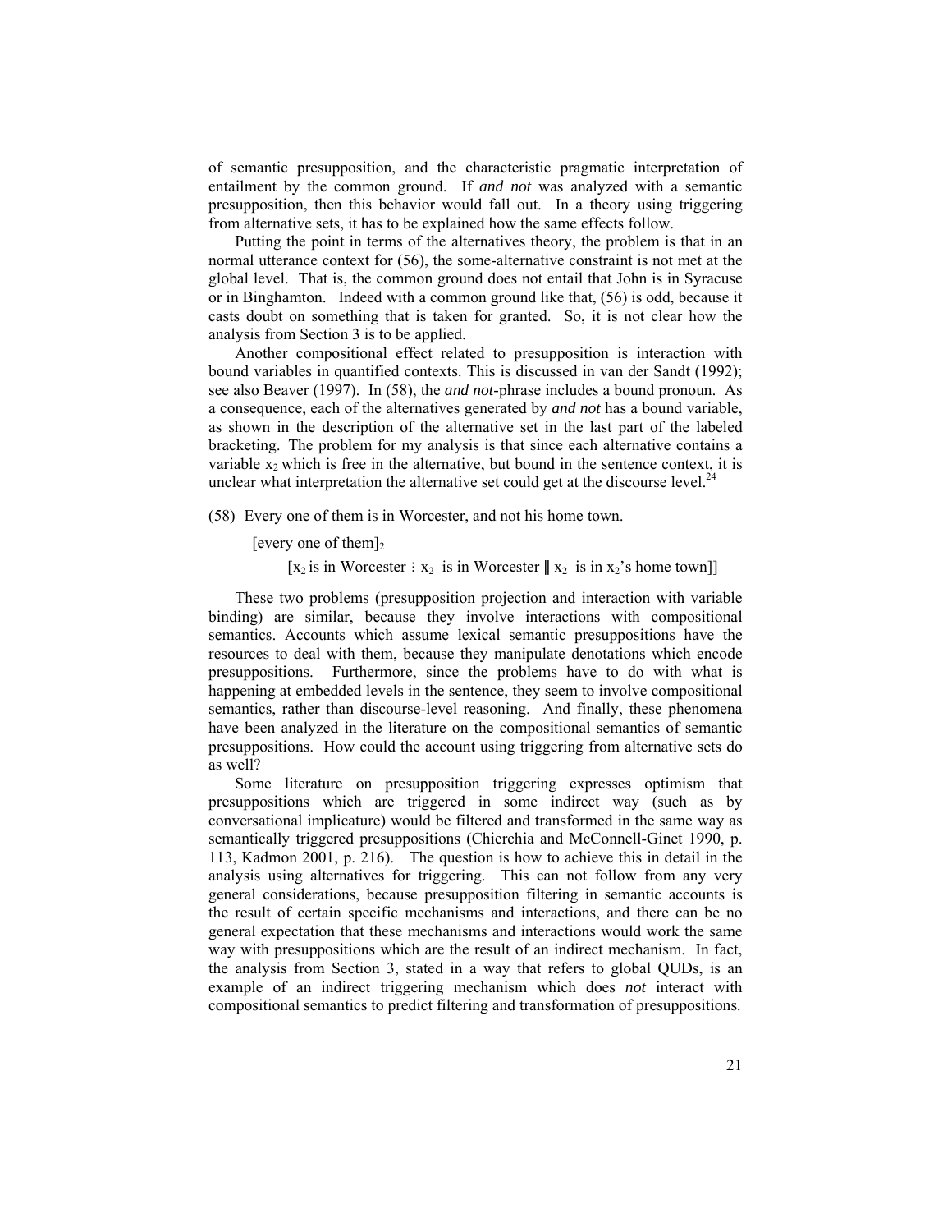of semantic presupposition, and the characteristic pragmatic interpretation of entailment by the common ground. If *and not* was analyzed with a semantic presupposition, then this behavior would fall out. In a theory using triggering from alternative sets, it has to be explained how the same effects follow.

Putting the point in terms of the alternatives theory, the problem is that in an normal utterance context for (56), the some-alternative constraint is not met at the global level. That is, the common ground does not entail that John is in Syracuse or in Binghamton. Indeed with a common ground like that, (56) is odd, because it casts doubt on something that is taken for granted. So, it is not clear how the analysis from Section 3 is to be applied.

Another compositional effect related to presupposition is interaction with bound variables in quantified contexts. This is discussed in van der Sandt (1992); see also Beaver (1997). In (58), the *and not*-phrase includes a bound pronoun. As a consequence, each of the alternatives generated by *and not* has a bound variable, as shown in the description of the alternative set in the last part of the labeled bracketing. The problem for my analysis is that since each alternative contains a variable $x_2$ which is free in the alternative, but bound in the sentence context, it is unclear what interpretation the alternative set could get at the discourse level.[24]

(58) Every one of them is in Worcester, and not his home town.

[every one of them]$_2$

[$x_2$ is in Worcester ⁝ $x_2$ is in Worcester ‖ $x_2$ is in $x_2$'s home town]]

These two problems (presupposition projection and interaction with variable binding) are similar, because they involve interactions with compositional semantics. Accounts which assume lexical semantic presuppositions have the resources to deal with them, because they manipulate denotations which encode presuppositions. Furthermore, since the problems have to do with what is happening at embedded levels in the sentence, they seem to involve compositional semantics, rather than discourse-level reasoning. And finally, these phenomena have been analyzed in the literature on the compositional semantics of semantic presuppositions. How could the account using triggering from alternative sets do as well?

Some literature on presupposition triggering expresses optimism that presuppositions which are triggered in some indirect way (such as by conversational implicature) would be filtered and transformed in the same way as semantically triggered presuppositions (Chierchia and McConnell-Ginet 1990, p. 113, Kadmon 2001, p. 216). The question is how to achieve this in detail in the analysis using alternatives for triggering. This can not follow from any very general considerations, because presupposition filtering in semantic accounts is the result of certain specific mechanisms and interactions, and there can be no general expectation that these mechanisms and interactions would work the same way with presuppositions which are the result of an indirect mechanism. In fact, the analysis from Section 3, stated in a way that refers to global QUDs, is an example of an indirect triggering mechanism which does *not* interact with compositional semantics to predict filtering and transformation of presuppositions.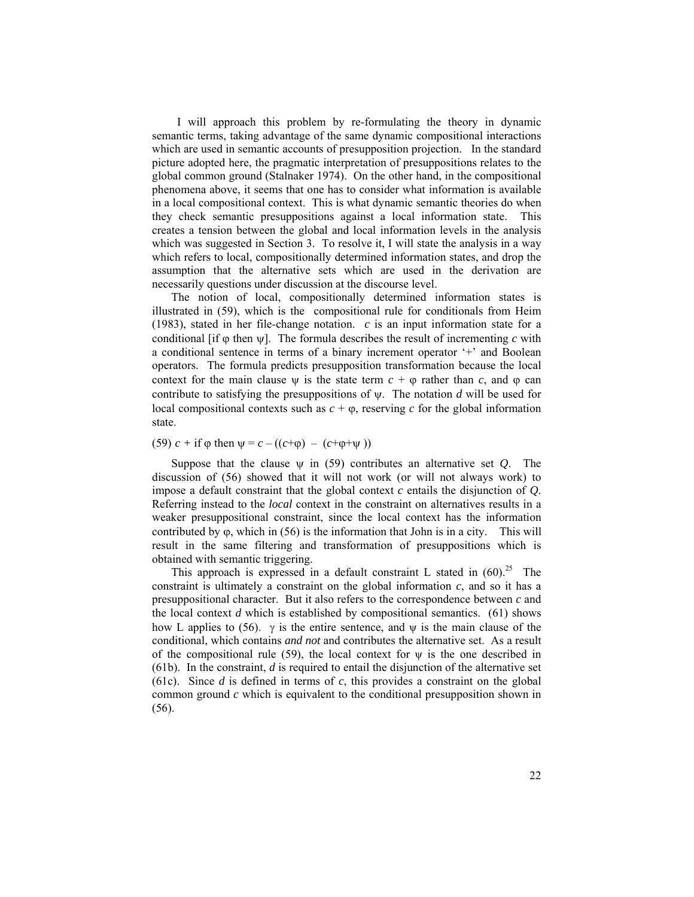I will approach this problem by re-formulating the theory in dynamic semantic terms, taking advantage of the same dynamic compositional interactions which are used in semantic accounts of presupposition projection. In the standard picture adopted here, the pragmatic interpretation of presuppositions relates to the global common ground (Stalnaker 1974). On the other hand, in the compositional phenomena above, it seems that one has to consider what information is available in a local compositional context. This is what dynamic semantic theories do when they check semantic presuppositions against a local information state. This creates a tension between the global and local information levels in the analysis which was suggested in Section 3. To resolve it, I will state the analysis in a way which refers to local, compositionally determined information states, and drop the assumption that the alternative sets which are used in the derivation are necessarily questions under discussion at the discourse level.

The notion of local, compositionally determined information states is illustrated in (59), which is the compositional rule for conditionals from Heim (1983), stated in her file-change notation. $c$ is an input information state for a conditional [if $\varphi$ then $\psi$]. The formula describes the result of incrementing $c$ with a conditional sentence in terms of a binary increment operator '+' and Boolean operators. The formula predicts presupposition transformation because the local context for the main clause $\psi$ is the state term $c + \varphi$ rather than $c$, and $\varphi$ can contribute to satisfying the presuppositions of $\psi$. The notation $d$ will be used for local compositional contexts such as $c + \varphi$, reserving $c$ for the global information state.

(59) $c$ + if $\varphi$ then $\psi = c - ((c+\varphi) - (c+\varphi+\psi))$

Suppose that the clause $\psi$ in (59) contributes an alternative set $Q$. The discussion of (56) showed that it will not work (or will not always work) to impose a default constraint that the global context $c$ entails the disjunction of $Q$. Referring instead to the *local* context in the constraint on alternatives results in a weaker presuppositional constraint, since the local context has the information contributed by $\varphi$, which in (56) is the information that John is in a city. This will result in the same filtering and transformation of presuppositions which is obtained with semantic triggering.

This approach is expressed in a default constraint L stated in (60).[25] The constraint is ultimately a constraint on the global information $c$, and so it has a presuppositional character. But it also refers to the correspondence between $c$ and the local context $d$ which is established by compositional semantics. (61) shows how L applies to (56). $\gamma$ is the entire sentence, and $\psi$ is the main clause of the conditional, which contains *and not* and contributes the alternative set. As a result of the compositional rule (59), the local context for $\psi$ is the one described in (61b). In the constraint, $d$ is required to entail the disjunction of the alternative set (61c). Since $d$ is defined in terms of $c$, this provides a constraint on the global common ground $c$ which is equivalent to the conditional presupposition shown in (56).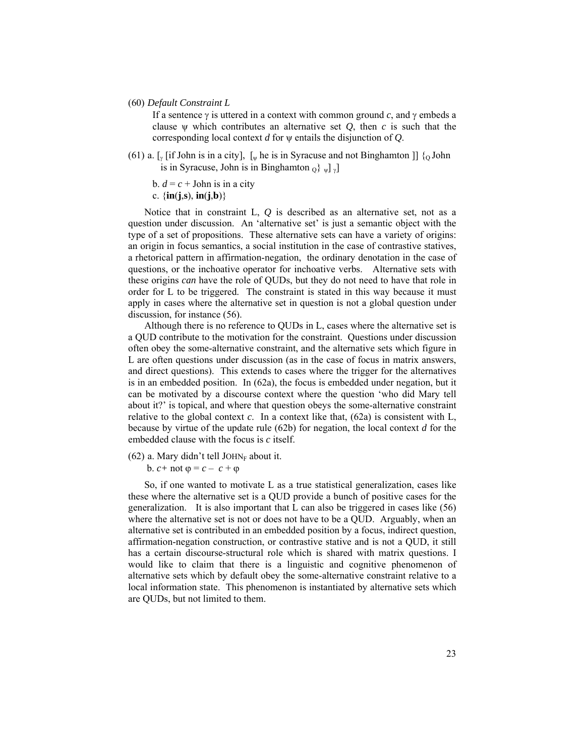(60) *Default Constraint L*

If a sentence $\gamma$ is uttered in a context with common ground *c*, and $\gamma$ embeds a clause $\psi$ which contributes an alternative set *Q*, then *c* is such that the corresponding local context *d* for $\psi$ entails the disjunction of *Q*.

(61) a. $[_\gamma$ [if John is in a city], $[_\psi$ he is in Syracuse and not Binghamton ]] $\{_Q$ John is in Syracuse, John is in Binghamton $_Q\}$ $_\psi]$ $_\gamma]$

b. $d = c$ + John is in a city

c. $\{$**in**(**j**,**s**), **in**(**j**,**b**)$\}$

Notice that in constraint L, *Q* is described as an alternative set, not as a question under discussion. An 'alternative set' is just a semantic object with the type of a set of propositions. These alternative sets can have a variety of origins: an origin in focus semantics, a social institution in the case of contrastive statives, a rhetorical pattern in affirmation-negation, the ordinary denotation in the case of questions, or the inchoative operator for inchoative verbs. Alternative sets with these origins *can* have the role of QUDs, but they do not need to have that role in order for L to be triggered. The constraint is stated in this way because it must apply in cases where the alternative set in question is not a global question under discussion, for instance (56).

Although there is no reference to QUDs in L, cases where the alternative set is a QUD contribute to the motivation for the constraint. Questions under discussion often obey the some-alternative constraint, and the alternative sets which figure in L are often questions under discussion (as in the case of focus in matrix answers, and direct questions). This extends to cases where the trigger for the alternatives is in an embedded position. In (62a), the focus is embedded under negation, but it can be motivated by a discourse context where the question 'who did Mary tell about it?' is topical, and where that question obeys the some-alternative constraint relative to the global context *c*. In a context like that, (62a) is consistent with L, because by virtue of the update rule (62b) for negation, the local context *d* for the embedded clause with the focus is *c* itself.

(62) a. Mary didn't tell JOHN$_F$ about it.

b. $c$+ not $\varphi = c - c + \varphi$

So, if one wanted to motivate L as a true statistical generalization, cases like these where the alternative set is a QUD provide a bunch of positive cases for the generalization. It is also important that L can also be triggered in cases like (56) where the alternative set is not or does not have to be a QUD. Arguably, when an alternative set is contributed in an embedded position by a focus, indirect question, affirmation-negation construction, or contrastive stative and is not a QUD, it still has a certain discourse-structural role which is shared with matrix questions. I would like to claim that there is a linguistic and cognitive phenomenon of alternative sets which by default obey the some-alternative constraint relative to a local information state. This phenomenon is instantiated by alternative sets which are QUDs, but not limited to them.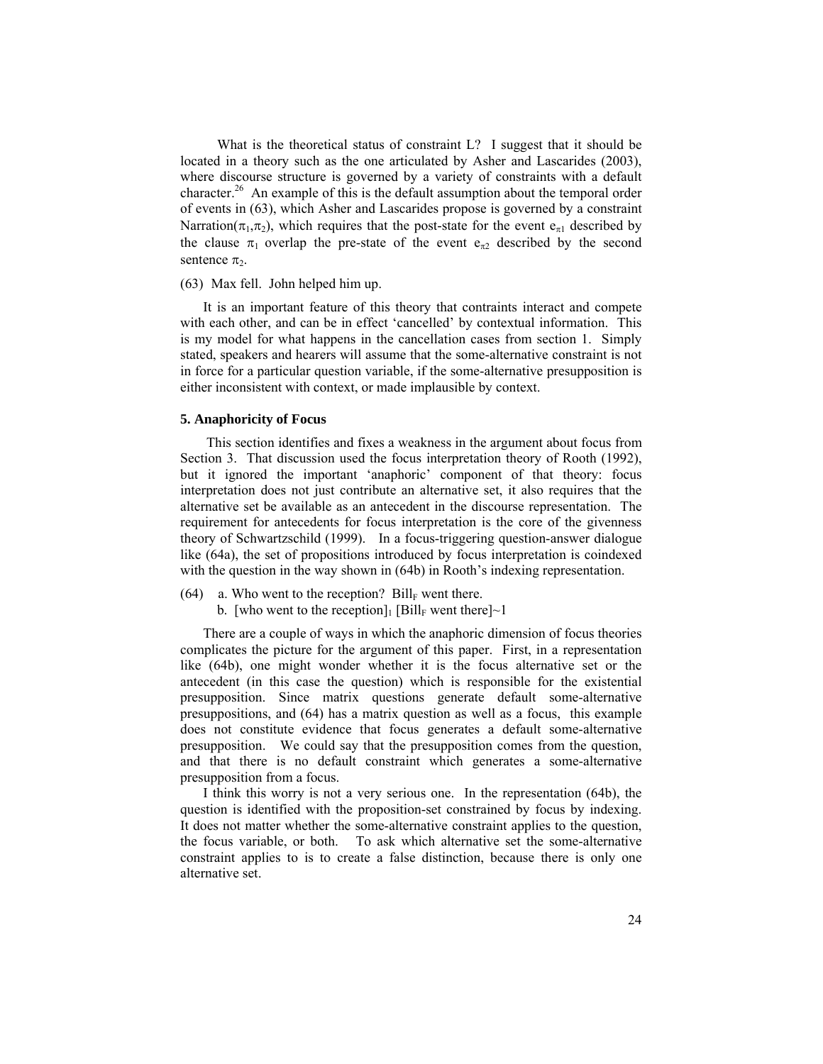What is the theoretical status of constraint L? I suggest that it should be located in a theory such as the one articulated by Asher and Lascarides (2003), where discourse structure is governed by a variety of constraints with a default character.[26] An example of this is the default assumption about the temporal order of events in (63), which Asher and Lascarides propose is governed by a constraint Narration($\pi_1$,$\pi_2$), which requires that the post-state for the event $e_{\pi 1}$ described by the clause $\pi_1$ overlap the pre-state of the event $e_{\pi 2}$ described by the second sentence $\pi_2$.

(63) Max fell. John helped him up.

It is an important feature of this theory that contraints interact and compete with each other, and can be in effect 'cancelled' by contextual information. This is my model for what happens in the cancellation cases from section 1. Simply stated, speakers and hearers will assume that the some-alternative constraint is not in force for a particular question variable, if the some-alternative presupposition is either inconsistent with context, or made implausible by context.

## 5. Anaphoricity of Focus

This section identifies and fixes a weakness in the argument about focus from Section 3. That discussion used the focus interpretation theory of Rooth (1992), but it ignored the important 'anaphoric' component of that theory: focus interpretation does not just contribute an alternative set, it also requires that the alternative set be available as an antecedent in the discourse representation. The requirement for antecedents for focus interpretation is the core of the givenness theory of Schwartzschild (1999). In a focus-triggering question-answer dialogue like (64a), the set of propositions introduced by focus interpretation is coindexed with the question in the way shown in (64b) in Rooth's indexing representation.

(64) a. Who went to the reception? $\text{Bill}_F$ went there.
b. [who went to the reception]$_1$ [$\text{Bill}_F$ went there]~1

There are a couple of ways in which the anaphoric dimension of focus theories complicates the picture for the argument of this paper. First, in a representation like (64b), one might wonder whether it is the focus alternative set or the antecedent (in this case the question) which is responsible for the existential presupposition. Since matrix questions generate default some-alternative presuppositions, and (64) has a matrix question as well as a focus, this example does not constitute evidence that focus generates a default some-alternative presupposition. We could say that the presupposition comes from the question, and that there is no default constraint which generates a some-alternative presupposition from a focus.

I think this worry is not a very serious one. In the representation (64b), the question is identified with the proposition-set constrained by focus by indexing. It does not matter whether the some-alternative constraint applies to the question, the focus variable, or both. To ask which alternative set the some-alternative constraint applies to is to create a false distinction, because there is only one alternative set.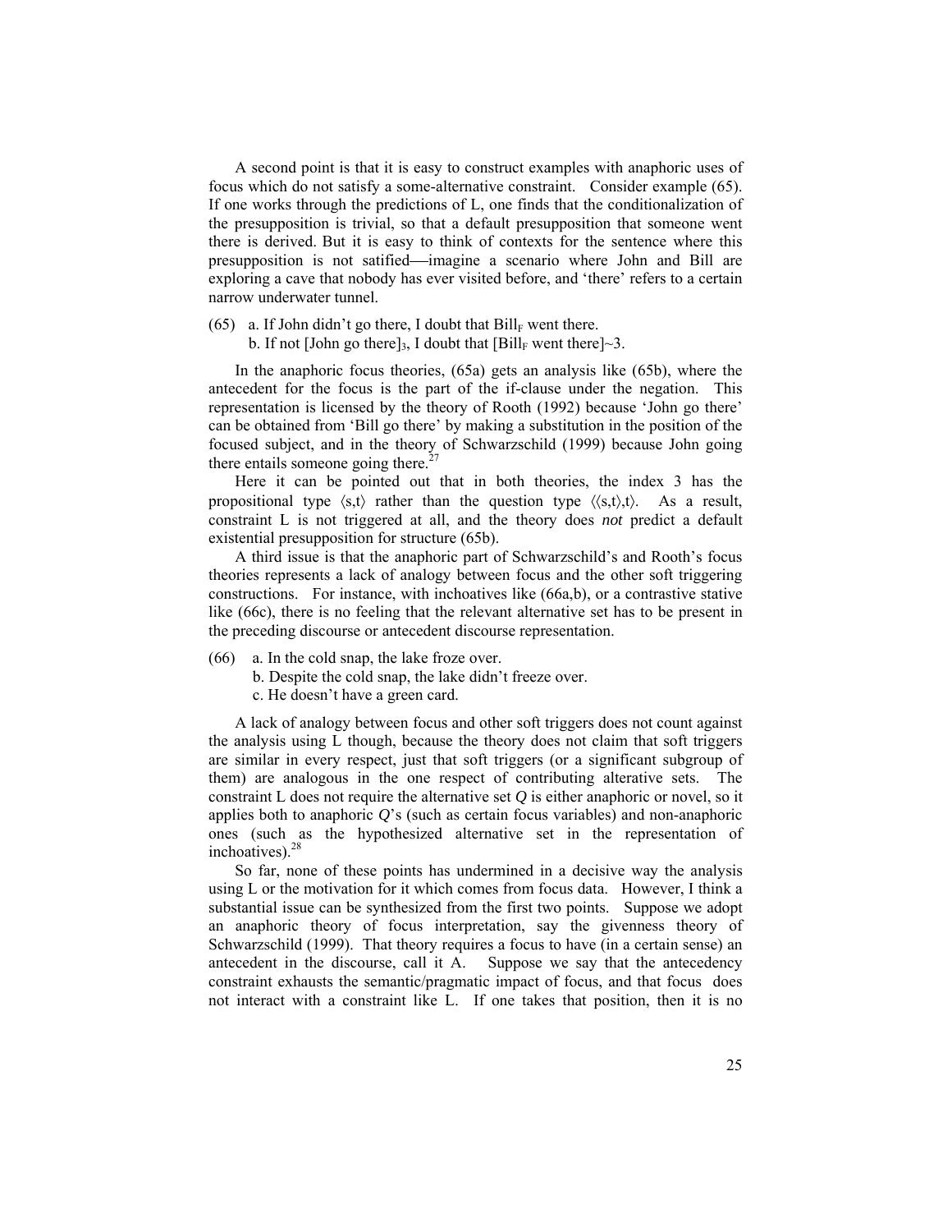A second point is that it is easy to construct examples with anaphoric uses of focus which do not satisfy a some-alternative constraint. Consider example (65). If one works through the predictions of L, one finds that the conditionalization of the presupposition is trivial, so that a default presupposition that someone went there is derived. But it is easy to think of contexts for the sentence where this presupposition is not satified—imagine a scenario where John and Bill are exploring a cave that nobody has ever visited before, and 'there' refers to a certain narrow underwater tunnel.

(65) a. If John didn't go there, I doubt that $\text{Bill}_F$ went there.
 b. If not [John go there]$_3$, I doubt that [$\text{Bill}_F$ went there]~3.

In the anaphoric focus theories, (65a) gets an analysis like (65b), where the antecedent for the focus is the part of the if-clause under the negation. This representation is licensed by the theory of Rooth (1992) because 'John go there' can be obtained from 'Bill go there' by making a substitution in the position of the focused subject, and in the theory of Schwarzschild (1999) because John going there entails someone going there.[27]

Here it can be pointed out that in both theories, the index 3 has the propositional type $\langle s,t \rangle$ rather than the question type $\langle\langle s,t\rangle,t\rangle$. As a result, constraint L is not triggered at all, and the theory does *not* predict a default existential presupposition for structure (65b).

A third issue is that the anaphoric part of Schwarzschild's and Rooth's focus theories represents a lack of analogy between focus and the other soft triggering constructions. For instance, with inchoatives like (66a,b), or a contrastive stative like (66c), there is no feeling that the relevant alternative set has to be present in the preceding discourse or antecedent discourse representation.

(66) a. In the cold snap, the lake froze over.
 b. Despite the cold snap, the lake didn't freeze over.
 c. He doesn't have a green card.

A lack of analogy between focus and other soft triggers does not count against the analysis using L though, because the theory does not claim that soft triggers are similar in every respect, just that soft triggers (or a significant subgroup of them) are analogous in the one respect of contributing alterative sets. The constraint L does not require the alternative set $Q$ is either anaphoric or novel, so it applies both to anaphoric $Q$'s (such as certain focus variables) and non-anaphoric ones (such as the hypothesized alternative set in the representation of inchoatives).[28]

So far, none of these points has undermined in a decisive way the analysis using L or the motivation for it which comes from focus data. However, I think a substantial issue can be synthesized from the first two points. Suppose we adopt an anaphoric theory of focus interpretation, say the givenness theory of Schwarzschild (1999). That theory requires a focus to have (in a certain sense) an antecedent in the discourse, call it A. Suppose we say that the antecedency constraint exhausts the semantic/pragmatic impact of focus, and that focus does not interact with a constraint like L. If one takes that position, then it is no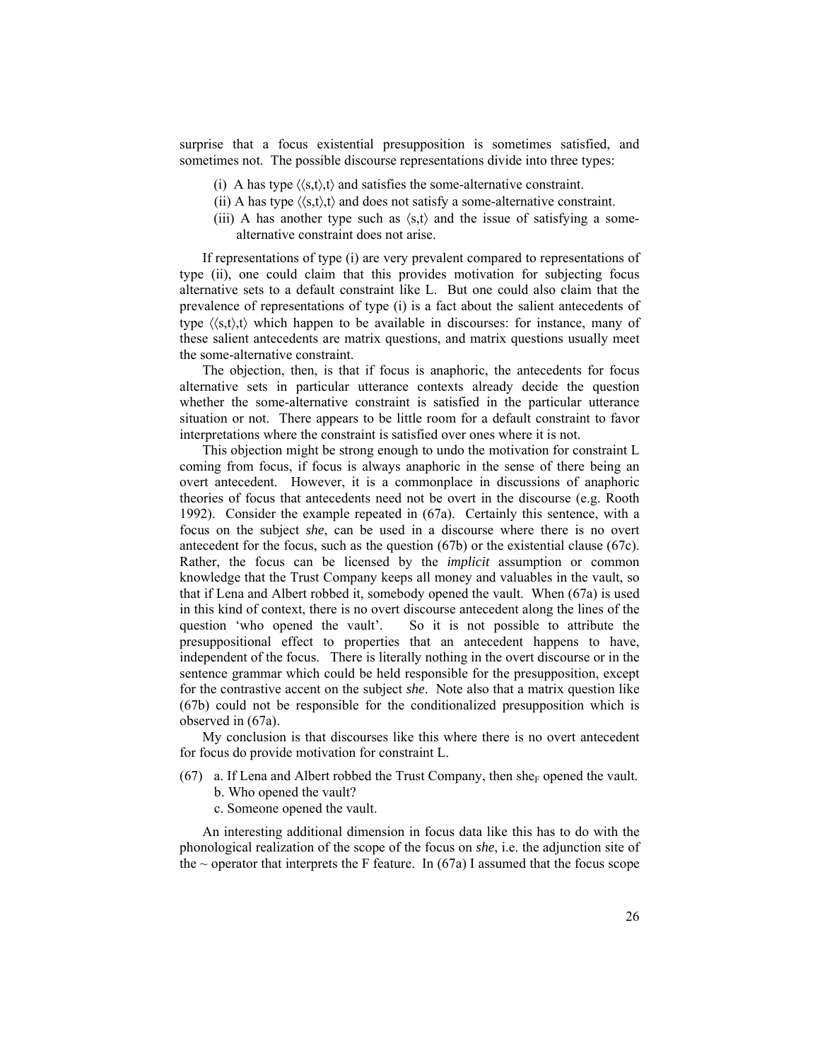surprise that a focus existential presupposition is sometimes satisfied, and sometimes not. The possible discourse representations divide into three types:

(i) A has type $\langle\langle s,t\rangle,t\rangle$ and satisfies the some-alternative constraint.
(ii) A has type $\langle\langle s,t\rangle,t\rangle$ and does not satisfy a some-alternative constraint.
(iii) A has another type such as $\langle s,t\rangle$ and the issue of satisfying a some-alternative constraint does not arise.

If representations of type (i) are very prevalent compared to representations of type (ii), one could claim that this provides motivation for subjecting focus alternative sets to a default constraint like L. But one could also claim that the prevalence of representations of type (i) is a fact about the salient antecedents of type $\langle\langle s,t\rangle,t\rangle$ which happen to be available in discourses: for instance, many of these salient antecedents are matrix questions, and matrix questions usually meet the some-alternative constraint.

The objection, then, is that if focus is anaphoric, the antecedents for focus alternative sets in particular utterance contexts already decide the question whether the some-alternative constraint is satisfied in the particular utterance situation or not. There appears to be little room for a default constraint to favor interpretations where the constraint is satisfied over ones where it is not.

This objection might be strong enough to undo the motivation for constraint L coming from focus, if focus is always anaphoric in the sense of there being an overt antecedent. However, it is a commonplace in discussions of anaphoric theories of focus that antecedents need not be overt in the discourse (e.g. Rooth 1992). Consider the example repeated in (67a). Certainly this sentence, with a focus on the subject *she*, can be used in a discourse where there is no overt antecedent for the focus, such as the question (67b) or the existential clause (67c). Rather, the focus can be licensed by the *implicit* assumption or common knowledge that the Trust Company keeps all money and valuables in the vault, so that if Lena and Albert robbed it, somebody opened the vault. When (67a) is used in this kind of context, there is no overt discourse antecedent along the lines of the question 'who opened the vault'. So it is not possible to attribute the presuppositional effect to properties that an antecedent happens to have, independent of the focus. There is literally nothing in the overt discourse or in the sentence grammar which could be held responsible for the presupposition, except for the contrastive accent on the subject *she*. Note also that a matrix question like (67b) could not be responsible for the conditionalized presupposition which is observed in (67a).

My conclusion is that discourses like this where there is no overt antecedent for focus do provide motivation for constraint L.

(67) a. If Lena and Albert robbed the Trust Company, then she$_F$ opened the vault.
b. Who opened the vault?
c. Someone opened the vault.

An interesting additional dimension in focus data like this has to do with the phonological realization of the scope of the focus on *she*, i.e. the adjunction site of the ~ operator that interprets the F feature. In (67a) I assumed that the focus scope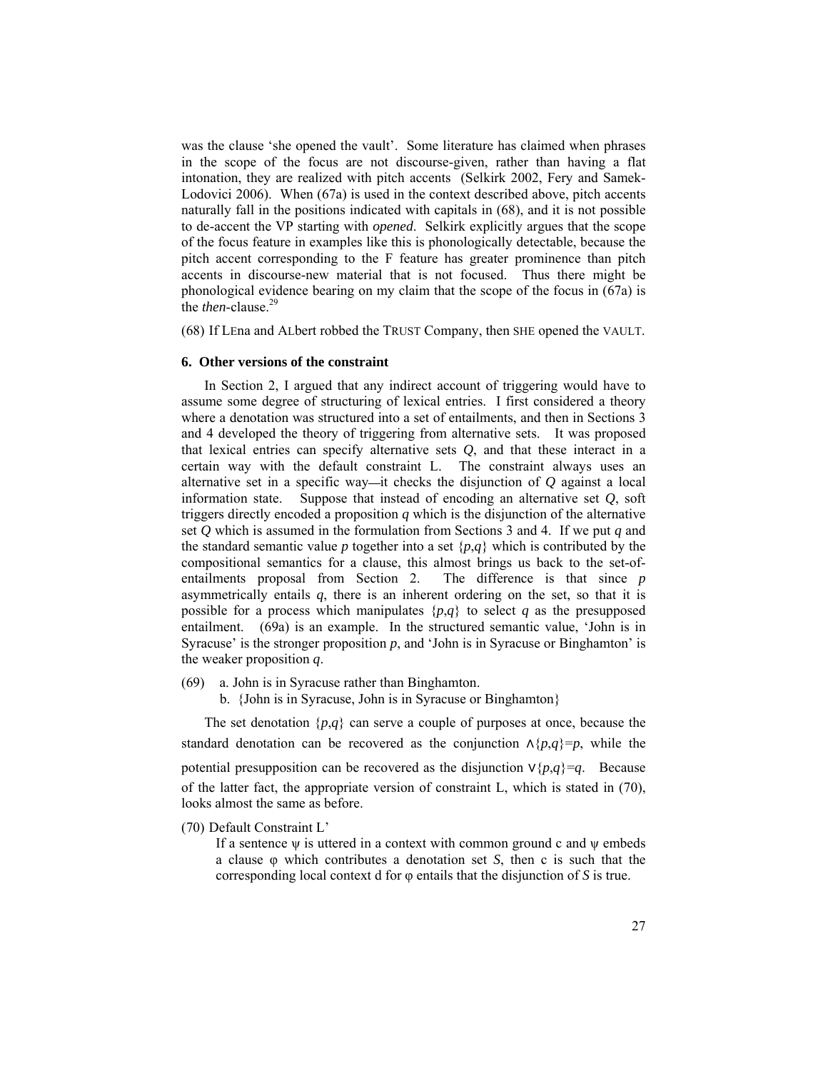was the clause 'she opened the vault'. Some literature has claimed when phrases in the scope of the focus are not discourse-given, rather than having a flat intonation, they are realized with pitch accents (Selkirk 2002, Fery and Samek-Lodovici 2006). When (67a) is used in the context described above, pitch accents naturally fall in the positions indicated with capitals in (68), and it is not possible to de-accent the VP starting with *opened*. Selkirk explicitly argues that the scope of the focus feature in examples like this is phonologically detectable, because the pitch accent corresponding to the F feature has greater prominence than pitch accents in discourse-new material that is not focused. Thus there might be phonological evidence bearing on my claim that the scope of the focus in (67a) is the *then*-clause.[29]

(68) If LEna and ALbert robbed the TRUST Company, then SHE opened the VAULT.

**6. Other versions of the constraint**

In Section 2, I argued that any indirect account of triggering would have to assume some degree of structuring of lexical entries. I first considered a theory where a denotation was structured into a set of entailments, and then in Sections 3 and 4 developed the theory of triggering from alternative sets. It was proposed that lexical entries can specify alternative sets $Q$, and that these interact in a certain way with the default constraint L. The constraint always uses an alternative set in a specific way—it checks the disjunction of $Q$ against a local information state. Suppose that instead of encoding an alternative set $Q$, soft triggers directly encoded a proposition $q$ which is the disjunction of the alternative set $Q$ which is assumed in the formulation from Sections 3 and 4. If we put $q$ and the standard semantic value $p$ together into a set $\{p,q\}$ which is contributed by the compositional semantics for a clause, this almost brings us back to the set-of-entailments proposal from Section 2. The difference is that since $p$ asymmetrically entails $q$, there is an inherent ordering on the set, so that it is possible for a process which manipulates $\{p,q\}$ to select $q$ as the presupposed entailment. (69a) is an example. In the structured semantic value, 'John is in Syracuse' is the stronger proposition $p$, and 'John is in Syracuse or Binghamton' is the weaker proposition $q$.

(69) a. John is in Syracuse rather than Binghamton.
 b. {John is in Syracuse, John is in Syracuse or Binghamton}

The set denotation $\{p,q\}$ can serve a couple of purposes at once, because the standard denotation can be recovered as the conjunction $\wedge\{p,q\}=p$, while the potential presupposition can be recovered as the disjunction $\vee\{p,q\}=q$. Because of the latter fact, the appropriate version of constraint L, which is stated in (70), looks almost the same as before.

(70) Default Constraint L'

If a sentence $\psi$ is uttered in a context with common ground c and $\psi$ embeds a clause $\varphi$ which contributes a denotation set $S$, then c is such that the corresponding local context d for $\varphi$ entails that the disjunction of $S$ is true.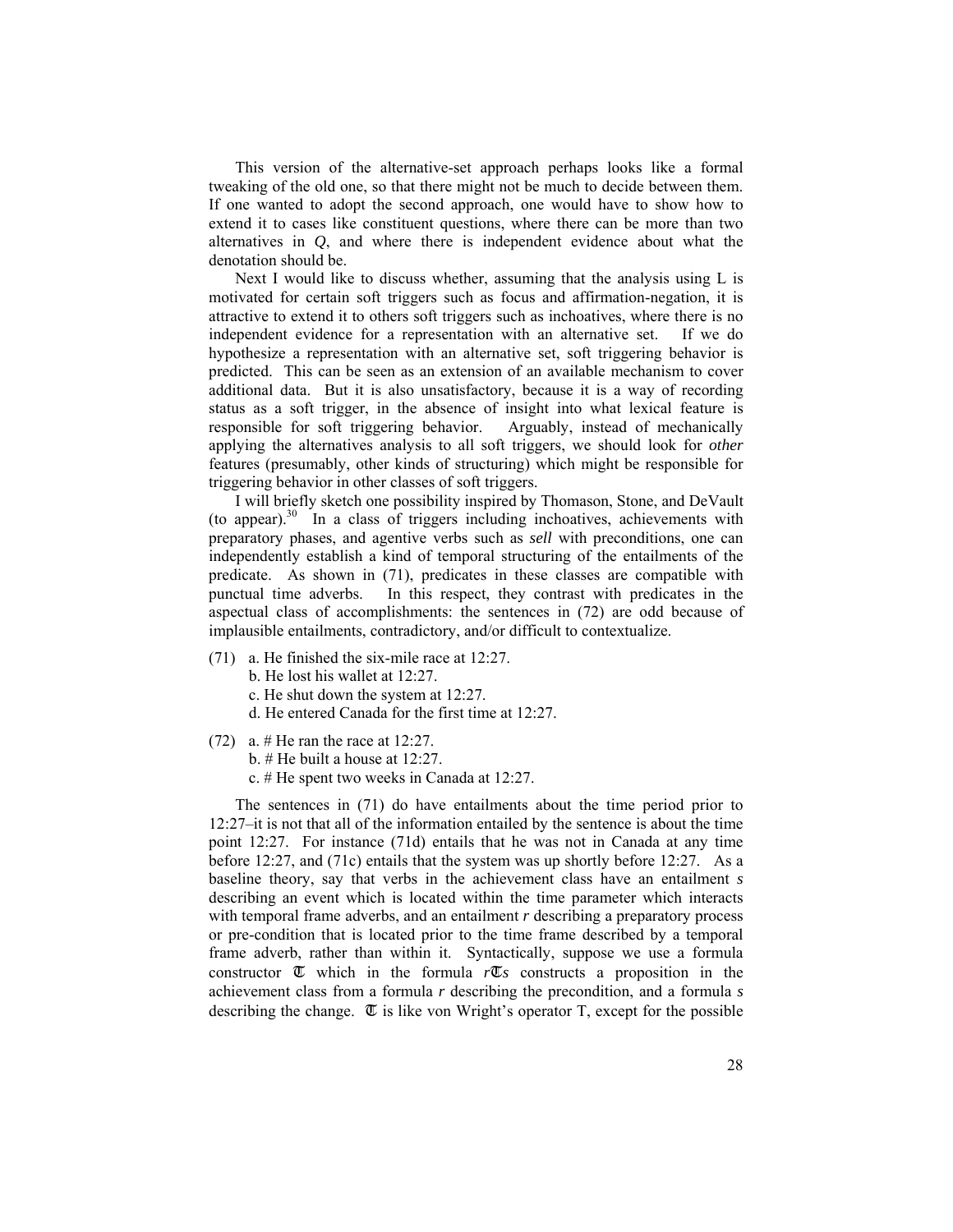This version of the alternative-set approach perhaps looks like a formal tweaking of the old one, so that there might not be much to decide between them. If one wanted to adopt the second approach, one would have to show how to extend it to cases like constituent questions, where there can be more than two alternatives in *Q*, and where there is independent evidence about what the denotation should be.

Next I would like to discuss whether, assuming that the analysis using L is motivated for certain soft triggers such as focus and affirmation-negation, it is attractive to extend it to others soft triggers such as inchoatives, where there is no independent evidence for a representation with an alternative set. If we do hypothesize a representation with an alternative set, soft triggering behavior is predicted. This can be seen as an extension of an available mechanism to cover additional data. But it is also unsatisfactory, because it is a way of recording status as a soft trigger, in the absence of insight into what lexical feature is responsible for soft triggering behavior. Arguably, instead of mechanically applying the alternatives analysis to all soft triggers, we should look for *other* features (presumably, other kinds of structuring) which might be responsible for triggering behavior in other classes of soft triggers.

I will briefly sketch one possibility inspired by Thomason, Stone, and DeVault (to appear).[30] In a class of triggers including inchoatives, achievements with preparatory phases, and agentive verbs such as *sell* with preconditions, one can independently establish a kind of temporal structuring of the entailments of the predicate. As shown in (71), predicates in these classes are compatible with punctual time adverbs. In this respect, they contrast with predicates in the aspectual class of accomplishments: the sentences in (72) are odd because of implausible entailments, contradictory, and/or difficult to contextualize.

(71) a. He finished the six-mile race at 12:27.
  b. He lost his wallet at 12:27.
  c. He shut down the system at 12:27.
  d. He entered Canada for the first time at 12:27.

(72) a. # He ran the race at 12:27.
  b. # He built a house at 12:27.
  c. # He spent two weeks in Canada at 12:27.

The sentences in (71) do have entailments about the time period prior to 12:27–it is not that all of the information entailed by the sentence is about the time point 12:27. For instance (71d) entails that he was not in Canada at any time before 12:27, and (71c) entails that the system was up shortly before 12:27. As a baseline theory, say that verbs in the achievement class have an entailment *s* describing an event which is located within the time parameter which interacts with temporal frame adverbs, and an entailment *r* describing a preparatory process or pre-condition that is located prior to the time frame described by a temporal frame adverb, rather than within it. Syntactically, suppose we use a formula constructor $\mathfrak{T}$ which in the formula $r\mathfrak{T}s$ constructs a proposition in the achievement class from a formula *r* describing the precondition, and a formula *s* describing the change. $\mathfrak{T}$ is like von Wright's operator T, except for the possible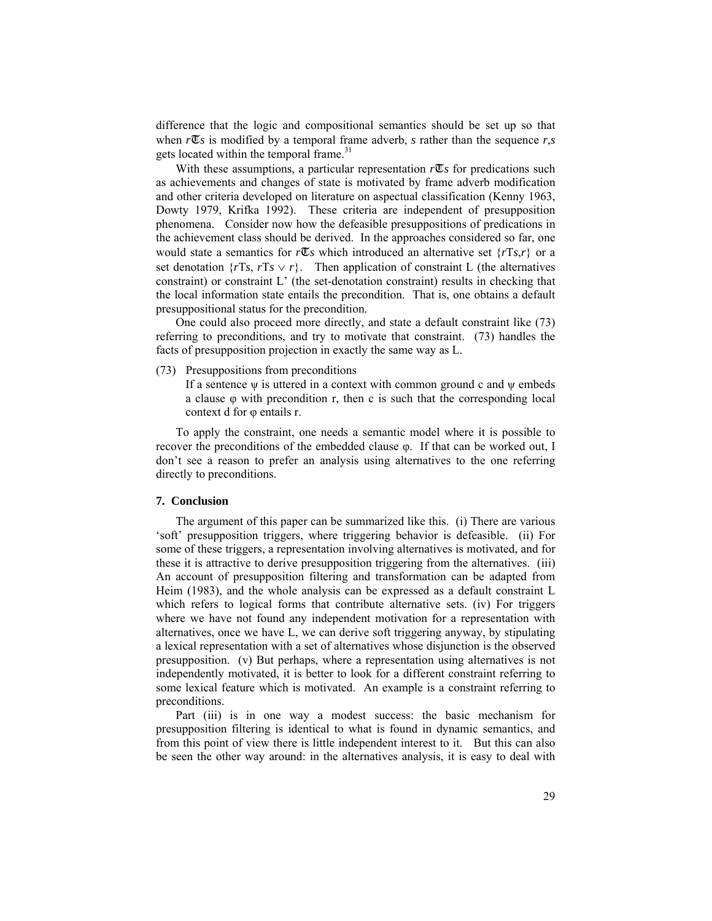difference that the logic and compositional semantics should be set up so that when $r\mathfrak{T}s$ is modified by a temporal frame adverb, *s* rather than the sequence *r*,*s* gets located within the temporal frame.[31]

With these assumptions, a particular representation $r\mathfrak{T}s$ for predications such as achievements and changes of state is motivated by frame adverb modification and other criteria developed on literature on aspectual classification (Kenny 1963, Dowty 1979, Krifka 1992). These criteria are independent of presupposition phenomena. Consider now how the defeasible presuppositions of predications in the achievement class should be derived. In the approaches considered so far, one would state a semantics for $r\mathfrak{T}s$ which introduced an alternative set $\{r\mathrm{T}s, r\}$ or a set denotation $\{r\mathrm{T}s, r\mathrm{T}s \vee r\}$. Then application of constraint L (the alternatives constraint) or constraint L' (the set-denotation constraint) results in checking that the local information state entails the precondition. That is, one obtains a default presuppositional status for the precondition.

One could also proceed more directly, and state a default constraint like (73) referring to preconditions, and try to motivate that constraint. (73) handles the facts of presupposition projection in exactly the same way as L.

(73) Presuppositions from preconditions
If a sentence $\psi$ is uttered in a context with common ground c and $\psi$ embeds a clause $\varphi$ with precondition r, then c is such that the corresponding local context d for $\varphi$ entails r.

To apply the constraint, one needs a semantic model where it is possible to recover the preconditions of the embedded clause $\varphi$. If that can be worked out, I don't see a reason to prefer an analysis using alternatives to the one referring directly to preconditions.

## 7. Conclusion

The argument of this paper can be summarized like this. (i) There are various 'soft' presupposition triggers, where triggering behavior is defeasible. (ii) For some of these triggers, a representation involving alternatives is motivated, and for these it is attractive to derive presupposition triggering from the alternatives. (iii) An account of presupposition filtering and transformation can be adapted from Heim (1983), and the whole analysis can be expressed as a default constraint L which refers to logical forms that contribute alternative sets. (iv) For triggers where we have not found any independent motivation for a representation with alternatives, once we have L, we can derive soft triggering anyway, by stipulating a lexical representation with a set of alternatives whose disjunction is the observed presupposition. (v) But perhaps, where a representation using alternatives is not independently motivated, it is better to look for a different constraint referring to some lexical feature which is motivated. An example is a constraint referring to preconditions.

Part (iii) is in one way a modest success: the basic mechanism for presupposition filtering is identical to what is found in dynamic semantics, and from this point of view there is little independent interest to it. But this can also be seen the other way around: in the alternatives analysis, it is easy to deal with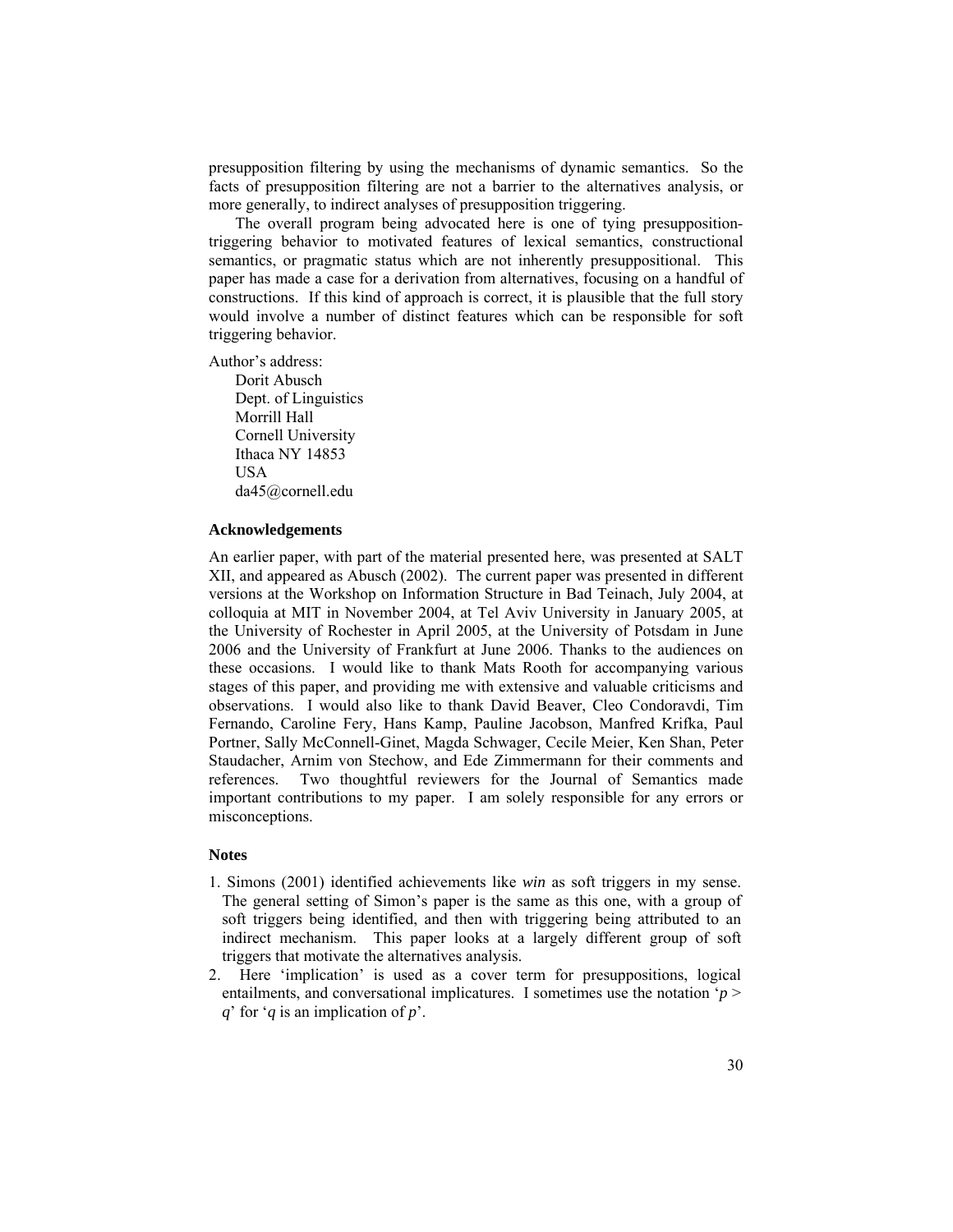presupposition filtering by using the mechanisms of dynamic semantics. So the facts of presupposition filtering are not a barrier to the alternatives analysis, or more generally, to indirect analyses of presupposition triggering.

The overall program being advocated here is one of tying presupposition-triggering behavior to motivated features of lexical semantics, constructional semantics, or pragmatic status which are not inherently presuppositional. This paper has made a case for a derivation from alternatives, focusing on a handful of constructions. If this kind of approach is correct, it is plausible that the full story would involve a number of distinct features which can be responsible for soft triggering behavior.

Author's address:

Dorit Abusch
Dept. of Linguistics
Morrill Hall
Cornell University
Ithaca NY 14853
USA
da45@cornell.edu

### Acknowledgements

An earlier paper, with part of the material presented here, was presented at SALT XII, and appeared as Abusch (2002). The current paper was presented in different versions at the Workshop on Information Structure in Bad Teinach, July 2004, at colloquia at MIT in November 2004, at Tel Aviv University in January 2005, at the University of Rochester in April 2005, at the University of Potsdam in June 2006 and the University of Frankfurt at June 2006. Thanks to the audiences on these occasions. I would like to thank Mats Rooth for accompanying various stages of this paper, and providing me with extensive and valuable criticisms and observations. I would also like to thank David Beaver, Cleo Condoravdi, Tim Fernando, Caroline Fery, Hans Kamp, Pauline Jacobson, Manfred Krifka, Paul Portner, Sally McConnell-Ginet, Magda Schwager, Cecile Meier, Ken Shan, Peter Staudacher, Arnim von Stechow, and Ede Zimmermann for their comments and references. Two thoughtful reviewers for the Journal of Semantics made important contributions to my paper. I am solely responsible for any errors or misconceptions.

### Notes

1. Simons (2001) identified achievements like *win* as soft triggers in my sense. The general setting of Simon's paper is the same as this one, with a group of soft triggers being identified, and then with triggering being attributed to an indirect mechanism. This paper looks at a largely different group of soft triggers that motivate the alternatives analysis.
2. Here 'implication' is used as a cover term for presuppositions, logical entailments, and conversational implicatures. I sometimes use the notation '$p > q$' for '$q$ is an implication of $p$'.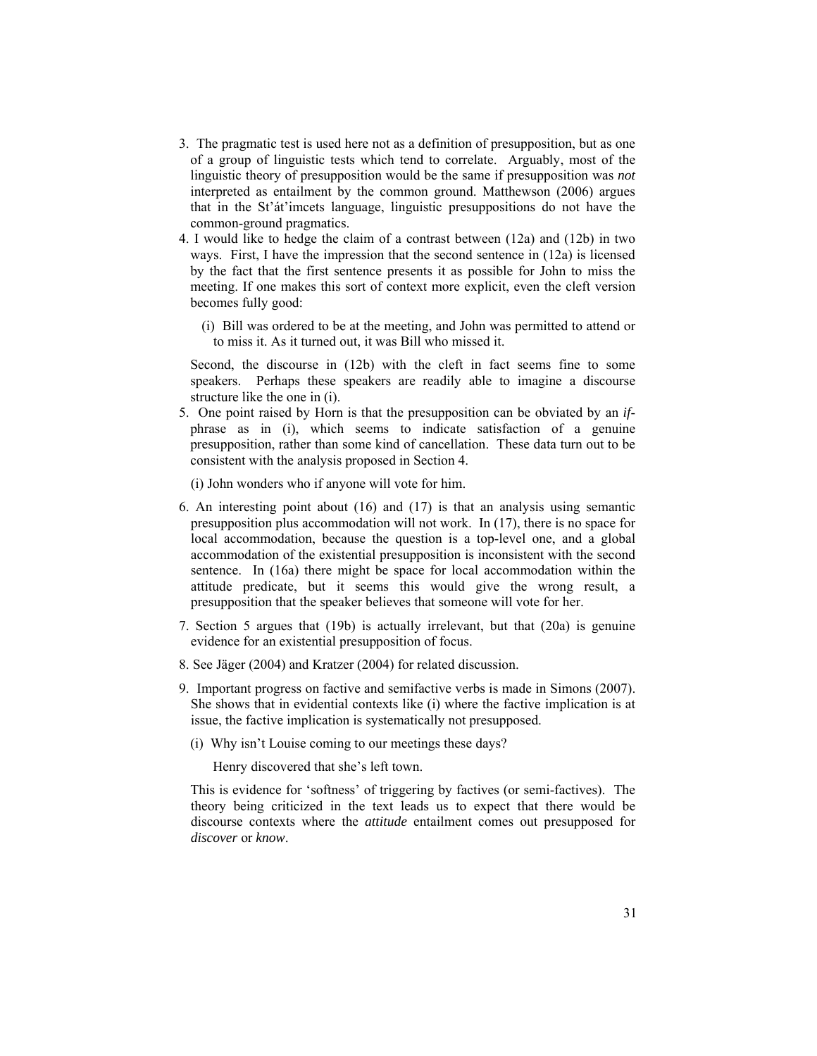3. The pragmatic test is used here not as a definition of presupposition, but as one of a group of linguistic tests which tend to correlate. Arguably, most of the linguistic theory of presupposition would be the same if presupposition was *not* interpreted as entailment by the common ground. Matthewson (2006) argues that in the St'át'imcets language, linguistic presuppositions do not have the common-ground pragmatics.

4. I would like to hedge the claim of a contrast between (12a) and (12b) in two ways. First, I have the impression that the second sentence in (12a) is licensed by the fact that the first sentence presents it as possible for John to miss the meeting. If one makes this sort of context more explicit, even the cleft version becomes fully good:

   (i) Bill was ordered to be at the meeting, and John was permitted to attend or to miss it. As it turned out, it was Bill who missed it.

   Second, the discourse in (12b) with the cleft in fact seems fine to some speakers. Perhaps these speakers are readily able to imagine a discourse structure like the one in (i).

5. One point raised by Horn is that the presupposition can be obviated by an *if*-phrase as in (i), which seems to indicate satisfaction of a genuine presupposition, rather than some kind of cancellation. These data turn out to be consistent with the analysis proposed in Section 4.

   (i) John wonders who if anyone will vote for him.

6. An interesting point about (16) and (17) is that an analysis using semantic presupposition plus accommodation will not work. In (17), there is no space for local accommodation, because the question is a top-level one, and a global accommodation of the existential presupposition is inconsistent with the second sentence. In (16a) there might be space for local accommodation within the attitude predicate, but it seems this would give the wrong result, a presupposition that the speaker believes that someone will vote for her.

7. Section 5 argues that (19b) is actually irrelevant, but that (20a) is genuine evidence for an existential presupposition of focus.

8. See Jäger (2004) and Kratzer (2004) for related discussion.

9. Important progress on factive and semifactive verbs is made in Simons (2007). She shows that in evidential contexts like (i) where the factive implication is at issue, the factive implication is systematically not presupposed.

   (i) Why isn't Louise coming to our meetings these days?

   Henry discovered that she's left town.

   This is evidence for 'softness' of triggering by factives (or semi-factives). The theory being criticized in the text leads us to expect that there would be discourse contexts where the *attitude* entailment comes out presupposed for *discover* or *know*.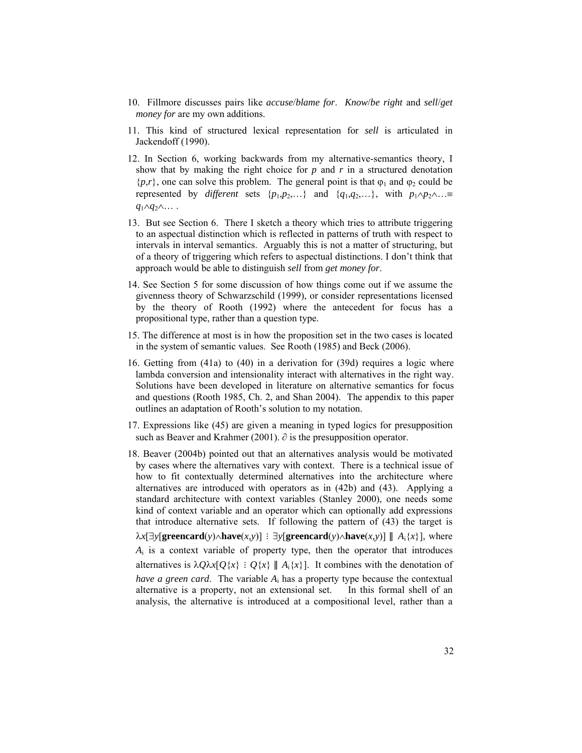10. Fillmore discusses pairs like *accuse*/*blame for*. *Know*/*be right* and *sell*/*get money for* are my own additions.

11. This kind of structured lexical representation for *sell* is articulated in Jackendoff (1990).

12. In Section 6, working backwards from my alternative-semantics theory, I show that by making the right choice for $p$ and $r$ in a structured denotation $\{p,r\}$, one can solve this problem. The general point is that $\varphi_1$ and $\varphi_2$ could be represented by *different* sets $\{p_1,p_2,\ldots\}$ and $\{q_1,q_2,\ldots\}$, with $p_1 \wedge p_2 \wedge \ldots \equiv q_1 \wedge q_2 \wedge \ldots$ .

13. But see Section 6. There I sketch a theory which tries to attribute triggering to an aspectual distinction which is reflected in patterns of truth with respect to intervals in interval semantics. Arguably this is not a matter of structuring, but of a theory of triggering which refers to aspectual distinctions. I don't think that approach would be able to distinguish *sell* from *get money for*.

14. See Section 5 for some discussion of how things come out if we assume the givenness theory of Schwarzschild (1999), or consider representations licensed by the theory of Rooth (1992) where the antecedent for focus has a propositional type, rather than a question type.

15. The difference at most is in how the proposition set in the two cases is located in the system of semantic values. See Rooth (1985) and Beck (2006).

16. Getting from (41a) to (40) in a derivation for (39d) requires a logic where lambda conversion and intensionality interact with alternatives in the right way. Solutions have been developed in literature on alternative semantics for focus and questions (Rooth 1985, Ch. 2, and Shan 2004). The appendix to this paper outlines an adaptation of Rooth's solution to my notation.

17. Expressions like (45) are given a meaning in typed logics for presupposition such as Beaver and Krahmer (2001). $\partial$ is the presupposition operator.

18. Beaver (2004b) pointed out that an alternatives analysis would be motivated by cases where the alternatives vary with context. There is a technical issue of how to fit contextually determined alternatives into the architecture where alternatives are introduced with operators as in (42b) and (43). Applying a standard architecture with context variables (Stanley 2000), one needs some kind of context variable and an operator which can optionally add expressions that introduce alternative sets. If following the pattern of (43) the target is $\lambda x[\exists y[\mathbf{greencard}(y) \wedge \mathbf{have}(x,y)] \vdots \exists y[\mathbf{greencard}(y) \wedge \mathbf{have}(x,y)] \parallel A_i\{x\}]$, where $A_i$ is a context variable of property type, then the operator that introduces alternatives is $\lambda Q \lambda x[Q\{x\} \vdots Q\{x\} \parallel A_i\{x\}]$. It combines with the denotation of *have a green card*. The variable $A_i$ has a property type because the contextual alternative is a property, not an extensional set. In this formal shell of an analysis, the alternative is introduced at a compositional level, rather than a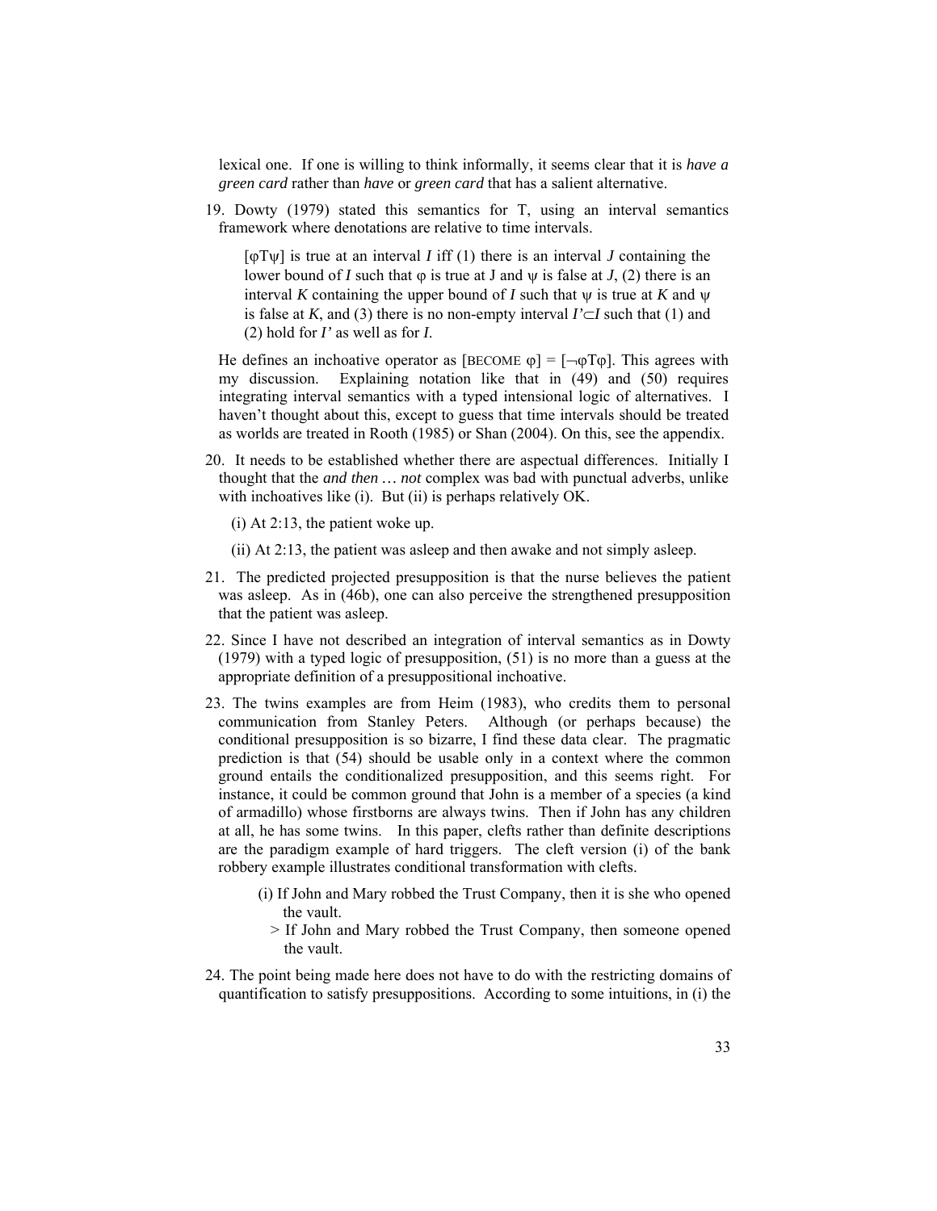lexical one. If one is willing to think informally, it seems clear that it is *have a green card* rather than *have* or *green card* that has a salient alternative.

19. Dowty (1979) stated this semantics for T, using an interval semantics framework where denotations are relative to time intervals.

    [$\varphi$T$\psi$] is true at an interval *I* iff (1) there is an interval *J* containing the lower bound of *I* such that $\varphi$ is true at J and $\psi$ is false at *J*, (2) there is an interval *K* containing the upper bound of *I* such that $\psi$ is true at *K* and $\psi$ is false at *K*, and (3) there is no non-empty interval $I' \subset I$ such that (1) and (2) hold for *I'* as well as for *I*.

    He defines an inchoative operator as [BECOME $\varphi$] = [$\neg\varphi$T$\varphi$]. This agrees with my discussion. Explaining notation like that in (49) and (50) requires integrating interval semantics with a typed intensional logic of alternatives. I haven't thought about this, except to guess that time intervals should be treated as worlds are treated in Rooth (1985) or Shan (2004). On this, see the appendix.

20. It needs to be established whether there are aspectual differences. Initially I thought that the *and then … not* complex was bad with punctual adverbs, unlike with inchoatives like (i). But (ii) is perhaps relatively OK.

    (i) At 2:13, the patient woke up.

    (ii) At 2:13, the patient was asleep and then awake and not simply asleep.

21. The predicted projected presupposition is that the nurse believes the patient was asleep. As in (46b), one can also perceive the strengthened presupposition that the patient was asleep.

22. Since I have not described an integration of interval semantics as in Dowty (1979) with a typed logic of presupposition, (51) is no more than a guess at the appropriate definition of a presuppositional inchoative.

23. The twins examples are from Heim (1983), who credits them to personal communication from Stanley Peters. Although (or perhaps because) the conditional presupposition is so bizarre, I find these data clear. The pragmatic prediction is that (54) should be usable only in a context where the common ground entails the conditionalized presupposition, and this seems right. For instance, it could be common ground that John is a member of a species (a kind of armadillo) whose firstborns are always twins. Then if John has any children at all, he has some twins. In this paper, clefts rather than definite descriptions are the paradigm example of hard triggers. The cleft version (i) of the bank robbery example illustrates conditional transformation with clefts.

    (i) If John and Mary robbed the Trust Company, then it is she who opened the vault.
    > If John and Mary robbed the Trust Company, then someone opened the vault.

24. The point being made here does not have to do with the restricting domains of quantification to satisfy presuppositions. According to some intuitions, in (i) the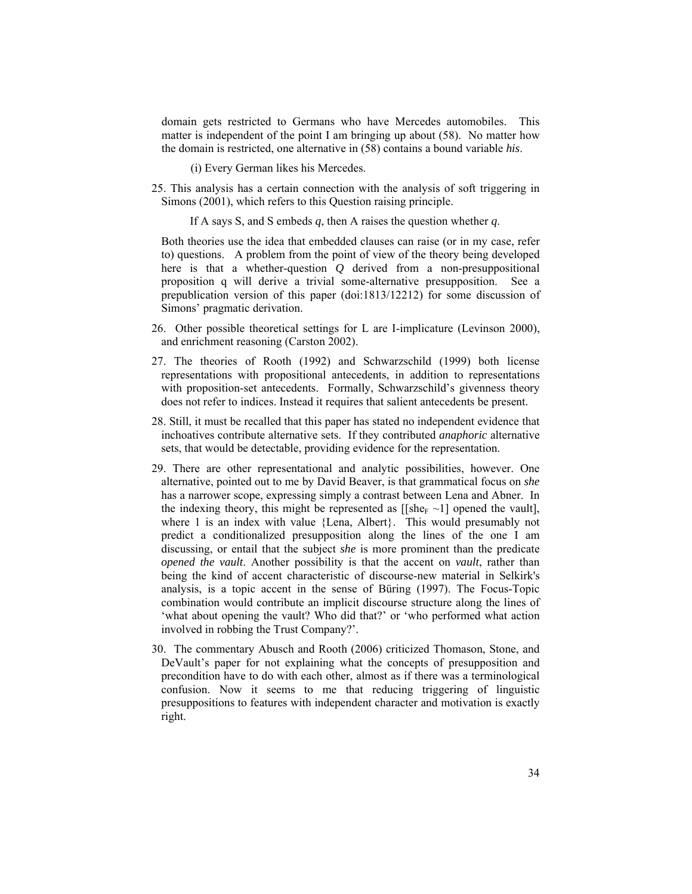domain gets restricted to Germans who have Mercedes automobiles. This matter is independent of the point I am bringing up about (58). No matter how the domain is restricted, one alternative in (58) contains a bound variable *his*.

(i) Every German likes his Mercedes.

25. This analysis has a certain connection with the analysis of soft triggering in Simons (2001), which refers to this Question raising principle.

    If A says S, and S embeds *q*, then A raises the question whether *q*.

    Both theories use the idea that embedded clauses can raise (or in my case, refer to) questions. A problem from the point of view of the theory being developed here is that a whether-question *Q* derived from a non-presuppositional proposition q will derive a trivial some-alternative presupposition. See a prepublication version of this paper (doi:1813/12212) for some discussion of Simons' pragmatic derivation.

26. Other possible theoretical settings for L are I-implicature (Levinson 2000), and enrichment reasoning (Carston 2002).

27. The theories of Rooth (1992) and Schwarzschild (1999) both license representations with propositional antecedents, in addition to representations with proposition-set antecedents. Formally, Schwarzschild's givenness theory does not refer to indices. Instead it requires that salient antecedents be present.

28. Still, it must be recalled that this paper has stated no independent evidence that inchoatives contribute alternative sets. If they contributed *anaphoric* alternative sets, that would be detectable, providing evidence for the representation.

29. There are other representational and analytic possibilities, however. One alternative, pointed out to me by David Beaver, is that grammatical focus on *she* has a narrower scope, expressing simply a contrast between Lena and Abner. In the indexing theory, this might be represented as [[she$_F$ ~1] opened the vault], where 1 is an index with value {Lena, Albert}. This would presumably not predict a conditionalized presupposition along the lines of the one I am discussing, or entail that the subject *she* is more prominent than the predicate *opened the vault*. Another possibility is that the accent on *vault*, rather than being the kind of accent characteristic of discourse-new material in Selkirk's analysis, is a topic accent in the sense of Büring (1997). The Focus-Topic combination would contribute an implicit discourse structure along the lines of 'what about opening the vault? Who did that?' or 'who performed what action involved in robbing the Trust Company?'.

30. The commentary Abusch and Rooth (2006) criticized Thomason, Stone, and DeVault's paper for not explaining what the concepts of presupposition and precondition have to do with each other, almost as if there was a terminological confusion. Now it seems to me that reducing triggering of linguistic presuppositions to features with independent character and motivation is exactly right.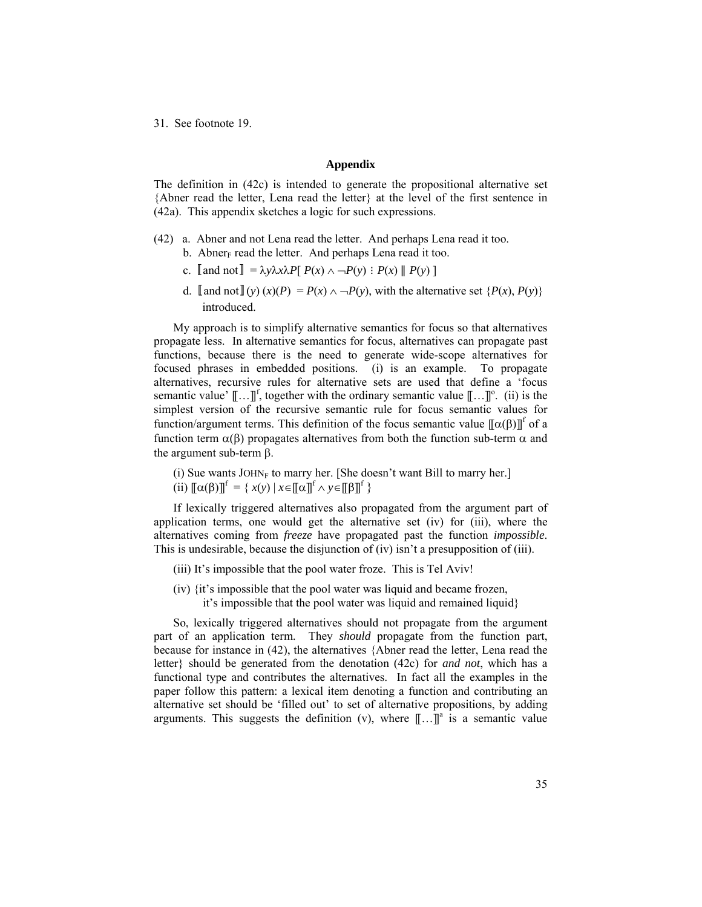31. See footnote 19.

## Appendix

The definition in (42c) is intended to generate the propositional alternative set {Abner read the letter, Lena read the letter} at the level of the first sentence in (42a). This appendix sketches a logic for such expressions.

(42) a. Abner and not Lena read the letter. And perhaps Lena read it too.

b. Abner$_F$ read the letter. And perhaps Lena read it too.

c. $⟦\text{and not}⟧ = \lambda y \lambda x \lambda P[\, P(x) \wedge \neg P(y) \vdots P(x) \parallel P(y)\,]$

d. $⟦\text{and not}⟧(y)\,(x)(P) = P(x) \wedge \neg P(y)$, with the alternative set $\{P(x), P(y)\}$ introduced.

My approach is to simplify alternative semantics for focus so that alternatives propagate less. In alternative semantics for focus, alternatives can propagate past functions, because there is the need to generate wide-scope alternatives for focused phrases in embedded positions. (i) is an example. To propagate alternatives, recursive rules for alternative sets are used that define a 'focus semantic value' $⟦\ldots⟧^f$, together with the ordinary semantic value $⟦\ldots⟧^o$. (ii) is the simplest version of the recursive semantic rule for focus semantic values for function/argument terms. This definition of the focus semantic value $⟦\alpha(\beta)⟧^f$ of a function term $\alpha(\beta)$ propagates alternatives from both the function sub-term $\alpha$ and the argument sub-term $\beta$.

(i) Sue wants JOHN$_F$ to marry her. [She doesn't want Bill to marry her.]

(ii) $⟦\alpha(\beta)⟧^f = \{\, x(y) \mid x \in ⟦\alpha⟧^f \wedge y \in ⟦\beta⟧^f \,\}$

If lexically triggered alternatives also propagated from the argument part of application terms, one would get the alternative set (iv) for (iii), where the alternatives coming from *freeze* have propagated past the function *impossible*. This is undesirable, because the disjunction of (iv) isn't a presupposition of (iii).

(iii) It's impossible that the pool water froze. This is Tel Aviv!

(iv) {it's impossible that the pool water was liquid and became frozen, it's impossible that the pool water was liquid and remained liquid}

So, lexically triggered alternatives should not propagate from the argument part of an application term. They *should* propagate from the function part, because for instance in (42), the alternatives {Abner read the letter, Lena read the letter} should be generated from the denotation (42c) for *and not*, which has a functional type and contributes the alternatives. In fact all the examples in the paper follow this pattern: a lexical item denoting a function and contributing an alternative set should be 'filled out' to set of alternative propositions, by adding arguments. This suggests the definition (v), where $⟦\ldots⟧^a$ is a semantic value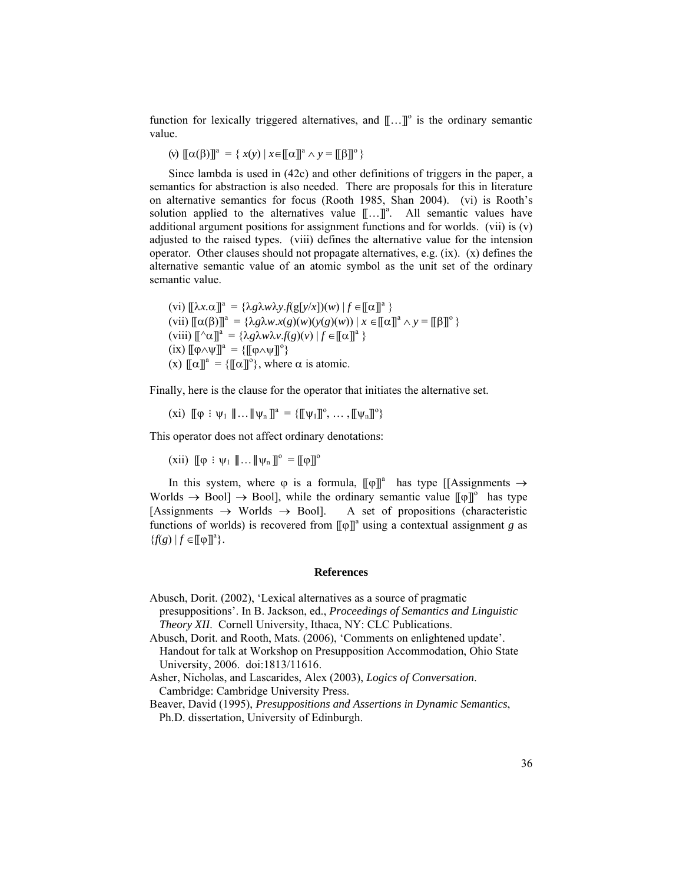function for lexically triggered alternatives, and $[\![\ldots]\!]^{o}$ is the ordinary semantic value.

(v) $[\![\alpha(\beta)]\!]^{a} = \{\, x(y) \mid x \in [\![\alpha]\!]^{a} \wedge y = [\![\beta]\!]^{o} \,\}$

Since lambda is used in (42c) and other definitions of triggers in the paper, a semantics for abstraction is also needed. There are proposals for this in literature on alternative semantics for focus (Rooth 1985, Shan 2004). (vi) is Rooth's solution applied to the alternatives value $[\![\ldots]\!]^{a}$. All semantic values have additional argument positions for assignment functions and for worlds. (vii) is (v) adjusted to the raised types. (viii) defines the alternative value for the intension operator. Other clauses should not propagate alternatives, e.g. (ix). (x) defines the alternative semantic value of an atomic symbol as the unit set of the ordinary semantic value.

(vi) $[\![\lambda x.\alpha]\!]^{a} = \{\lambda g \lambda w \lambda y. f(g[y/x])(w) \mid f \in [\![\alpha]\!]^{a}\,\}$
(vii) $[\![\alpha(\beta)]\!]^{a} = \{\lambda g \lambda w. x(g)(w)(y(g)(w)) \mid x \in [\![\alpha]\!]^{a} \wedge y = [\![\beta]\!]^{o}\,\}$
(viii) $[\![{}^{\wedge}\alpha]\!]^{a} = \{\lambda g \lambda w \lambda v. f(g)(v) \mid f \in [\![\alpha]\!]^{a}\,\}$
(ix) $[\![\varphi \wedge \psi]\!]^{a} = \{[\![\varphi \wedge \psi]\!]^{o}\}$
(x) $[\![\alpha]\!]^{a} = \{[\![\alpha]\!]^{o}\}$, where $\alpha$ is atomic.

Finally, here is the clause for the operator that initiates the alternative set.

(xi) $[\![\varphi \,\vdots\, \psi_1 \,\|\ldots\|\, \psi_n\,]\!]^{a} = \{[\![\psi_1]\!]^{o}, \ldots, [\![\psi_n]\!]^{o}\}$

This operator does not affect ordinary denotations:

(xii) $[\![\varphi \,\vdots\, \psi_1 \,\|\ldots\|\, \psi_n\,]\!]^{o} = [\![\varphi]\!]^{o}$

In this system, where $\varphi$ is a formula, $[\![\varphi]\!]^{a}$ has type [[Assignments $\rightarrow$ Worlds $\rightarrow$ Bool] $\rightarrow$ Bool], while the ordinary semantic value $[\![\varphi]\!]^{o}$ has type [Assignments $\rightarrow$ Worlds $\rightarrow$ Bool]. A set of propositions (characteristic functions of worlds) is recovered from $[\![\varphi]\!]^{a}$ using a contextual assignment $g$ as $\{f(g) \mid f \in [\![\varphi]\!]^{a}\}$.

## References

Abusch, Dorit. (2002), 'Lexical alternatives as a source of pragmatic presuppositions'. In B. Jackson, ed., *Proceedings of Semantics and Linguistic Theory XII*. Cornell University, Ithaca, NY: CLC Publications.

Abusch, Dorit. and Rooth, Mats. (2006), 'Comments on enlightened update'. Handout for talk at Workshop on Presupposition Accommodation, Ohio State University, 2006. doi:1813/11616.

Asher, Nicholas, and Lascarides, Alex (2003), *Logics of Conversation*. Cambridge: Cambridge University Press.

Beaver, David (1995), *Presuppositions and Assertions in Dynamic Semantics*, Ph.D. dissertation, University of Edinburgh.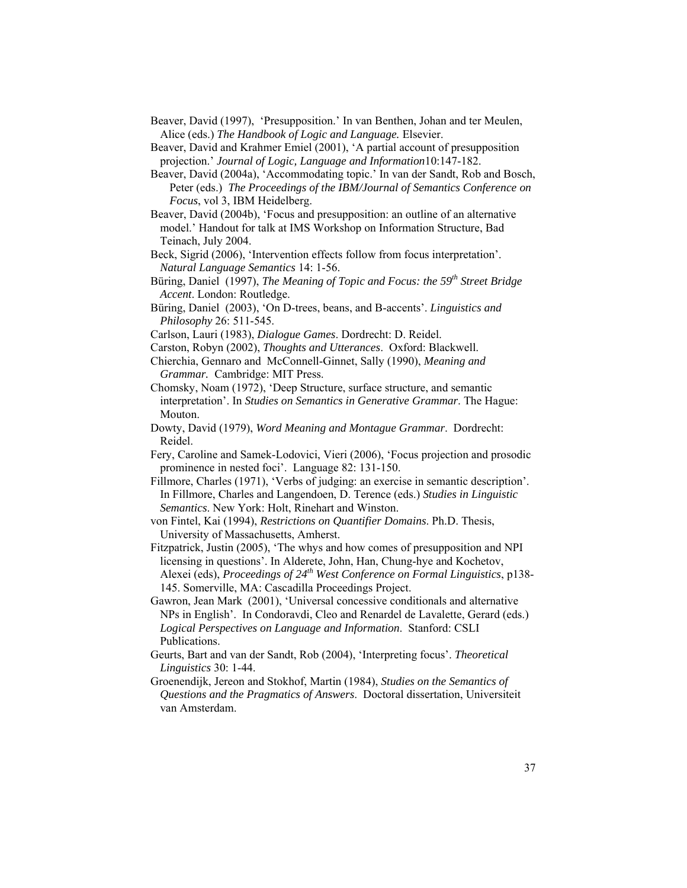Beaver, David (1997), 'Presupposition.' In van Benthen, Johan and ter Meulen, Alice (eds.) *The Handbook of Logic and Language.* Elsevier.

Beaver, David and Krahmer Emiel (2001), 'A partial account of presupposition projection.' *Journal of Logic, Language and Information*10:147-182.

Beaver, David (2004a), 'Accommodating topic.' In van der Sandt, Rob and Bosch, Peter (eds.) *The Proceedings of the IBM/Journal of Semantics Conference on Focus*, vol 3, IBM Heidelberg.

Beaver, David (2004b), 'Focus and presupposition: an outline of an alternative model.' Handout for talk at IMS Workshop on Information Structure, Bad Teinach, July 2004.

Beck, Sigrid (2006), 'Intervention effects follow from focus interpretation'. *Natural Language Semantics* 14: 1-56.

Büring, Daniel (1997), *The Meaning of Topic and Focus: the 59th Street Bridge Accent*. London: Routledge.

Büring, Daniel (2003), 'On D-trees, beans, and B-accents'. *Linguistics and Philosophy* 26: 511-545.

Carlson, Lauri (1983), *Dialogue Games*. Dordrecht: D. Reidel.

Carston, Robyn (2002), *Thoughts and Utterances*. Oxford: Blackwell.

Chierchia, Gennaro and McConnell-Ginnet, Sally (1990), *Meaning and Grammar.* Cambridge: MIT Press.

Chomsky, Noam (1972), 'Deep Structure, surface structure, and semantic interpretation'. In *Studies on Semantics in Generative Grammar*. The Hague: Mouton.

Dowty, David (1979), *Word Meaning and Montague Grammar*. Dordrecht: Reidel.

Fery, Caroline and Samek-Lodovici, Vieri (2006), 'Focus projection and prosodic prominence in nested foci'. Language 82: 131-150.

Fillmore, Charles (1971), 'Verbs of judging: an exercise in semantic description'. In Fillmore, Charles and Langendoen, D. Terence (eds.) *Studies in Linguistic Semantics*. New York: Holt, Rinehart and Winston.

von Fintel, Kai (1994), *Restrictions on Quantifier Domains*. Ph.D. Thesis, University of Massachusetts, Amherst.

Fitzpatrick, Justin (2005), 'The whys and how comes of presupposition and NPI licensing in questions'. In Alderete, John, Han, Chung-hye and Kochetov, Alexei (eds), *Proceedings of 24th West Conference on Formal Linguistics*, p138-145. Somerville, MA: Cascadilla Proceedings Project.

Gawron, Jean Mark (2001), 'Universal concessive conditionals and alternative NPs in English'. In Condoravdi, Cleo and Renardel de Lavalette, Gerard (eds.) *Logical Perspectives on Language and Information*. Stanford: CSLI Publications.

Geurts, Bart and van der Sandt, Rob (2004), 'Interpreting focus'. *Theoretical Linguistics* 30: 1-44.

Groenendijk, Jereon and Stokhof, Martin (1984), *Studies on the Semantics of Questions and the Pragmatics of Answers*. Doctoral dissertation, Universiteit van Amsterdam.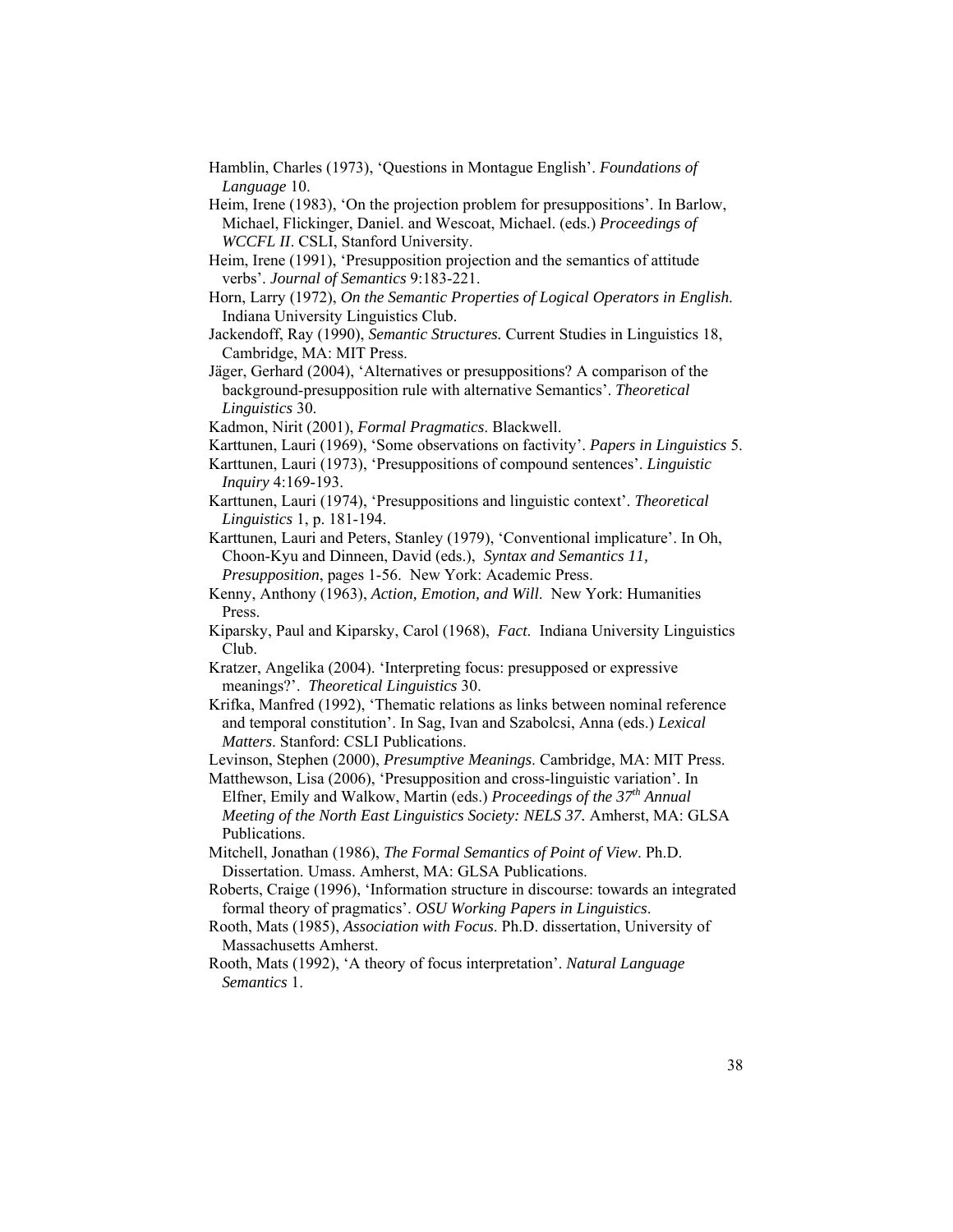Hamblin, Charles (1973), 'Questions in Montague English'. *Foundations of Language* 10.

Heim, Irene (1983), 'On the projection problem for presuppositions'. In Barlow, Michael, Flickinger, Daniel. and Wescoat, Michael. (eds.) *Proceedings of WCCFL II*. CSLI, Stanford University.

Heim, Irene (1991), 'Presupposition projection and the semantics of attitude verbs'. *Journal of Semantics* 9:183-221.

Horn, Larry (1972), *On the Semantic Properties of Logical Operators in English*. Indiana University Linguistics Club.

Jackendoff, Ray (1990), *Semantic Structures.* Current Studies in Linguistics 18, Cambridge, MA: MIT Press.

Jäger, Gerhard (2004), 'Alternatives or presuppositions? A comparison of the background-presupposition rule with alternative Semantics'. *Theoretical Linguistics* 30.

Kadmon, Nirit (2001), *Formal Pragmatics*. Blackwell.

Karttunen, Lauri (1969), 'Some observations on factivity'. *Papers in Linguistics* 5.

Karttunen, Lauri (1973), 'Presuppositions of compound sentences'. *Linguistic Inquiry* 4:169-193.

Karttunen, Lauri (1974), 'Presuppositions and linguistic context'. *Theoretical Linguistics* 1, p. 181-194.

Karttunen, Lauri and Peters, Stanley (1979), 'Conventional implicature'. In Oh, Choon-Kyu and Dinneen, David (eds.), *Syntax and Semantics 11, Presupposition*, pages 1-56. New York: Academic Press.

Kenny, Anthony (1963), *Action, Emotion, and Will*. New York: Humanities Press.

Kiparsky, Paul and Kiparsky, Carol (1968), *Fact*. Indiana University Linguistics Club.

Kratzer, Angelika (2004). 'Interpreting focus: presupposed or expressive meanings?'. *Theoretical Linguistics* 30.

Krifka, Manfred (1992), 'Thematic relations as links between nominal reference and temporal constitution'. In Sag, Ivan and Szabolcsi, Anna (eds.) *Lexical Matters*. Stanford: CSLI Publications.

Levinson, Stephen (2000), *Presumptive Meanings*. Cambridge, MA: MIT Press.

Matthewson, Lisa (2006), 'Presupposition and cross-linguistic variation'. In Elfner, Emily and Walkow, Martin (eds.) *Proceedings of the 37th Annual Meeting of the North East Linguistics Society: NELS 37.* Amherst, MA: GLSA Publications.

Mitchell, Jonathan (1986), *The Formal Semantics of Point of View*. Ph.D. Dissertation. Umass. Amherst, MA: GLSA Publications.

Roberts, Craige (1996), 'Information structure in discourse: towards an integrated formal theory of pragmatics'. *OSU Working Papers in Linguistics*.

Rooth, Mats (1985), *Association with Focus*. Ph.D. dissertation, University of Massachusetts Amherst.

Rooth, Mats (1992), 'A theory of focus interpretation'. *Natural Language Semantics* 1.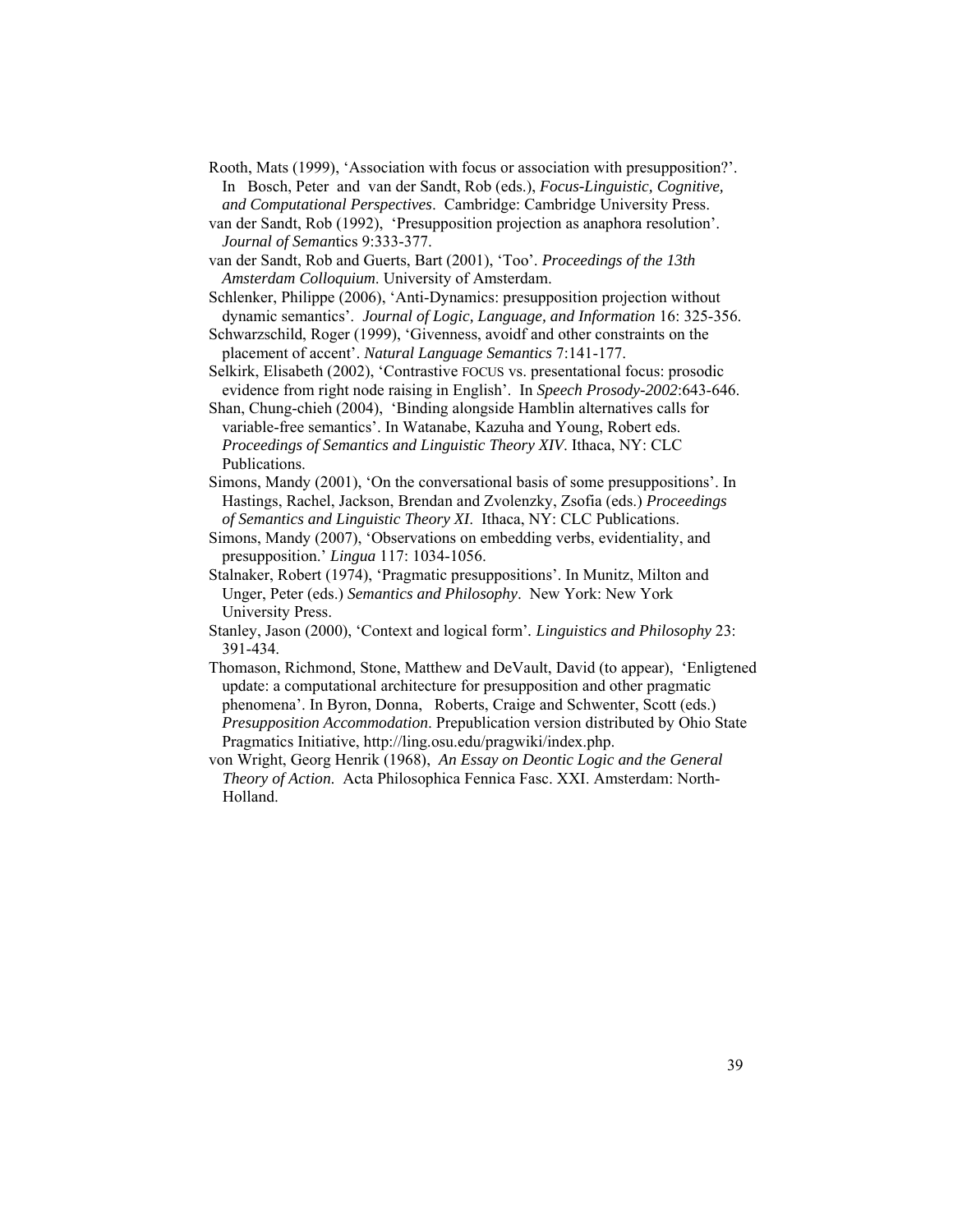Rooth, Mats (1999), 'Association with focus or association with presupposition?'. In Bosch, Peter and van der Sandt, Rob (eds.), *Focus-Linguistic, Cognitive, and Computational Perspectives*. Cambridge: Cambridge University Press.

van der Sandt, Rob (1992), 'Presupposition projection as anaphora resolution'. *Journal of Semantics* 9:333-377.

van der Sandt, Rob and Guerts, Bart (2001), 'Too'. *Proceedings of the 13th Amsterdam Colloquium*. University of Amsterdam.

Schlenker, Philippe (2006), 'Anti-Dynamics: presupposition projection without dynamic semantics'. *Journal of Logic, Language, and Information* 16: 325-356.

Schwarzschild, Roger (1999), 'Givenness, avoidf and other constraints on the placement of accent'. *Natural Language Semantics* 7:141-177.

Selkirk, Elisabeth (2002), 'Contrastive FOCUS vs. presentational focus: prosodic evidence from right node raising in English'. In *Speech Prosody-2002*:643-646.

Shan, Chung-chieh (2004), 'Binding alongside Hamblin alternatives calls for variable-free semantics'. In Watanabe, Kazuha and Young, Robert eds. *Proceedings of Semantics and Linguistic Theory XIV*. Ithaca, NY: CLC Publications.

Simons, Mandy (2001), 'On the conversational basis of some presuppositions'. In Hastings, Rachel, Jackson, Brendan and Zvolenzky, Zsofia (eds.) *Proceedings of Semantics and Linguistic Theory XI*. Ithaca, NY: CLC Publications.

Simons, Mandy (2007), 'Observations on embedding verbs, evidentiality, and presupposition.' *Lingua* 117: 1034-1056.

Stalnaker, Robert (1974), 'Pragmatic presuppositions'. In Munitz, Milton and Unger, Peter (eds.) *Semantics and Philosophy*. New York: New York University Press.

Stanley, Jason (2000), 'Context and logical form'. *Linguistics and Philosophy* 23: 391-434.

Thomason, Richmond, Stone, Matthew and DeVault, David (to appear), 'Enligtened update: a computational architecture for presupposition and other pragmatic phenomena'. In Byron, Donna, Roberts, Craige and Schwenter, Scott (eds.) *Presupposition Accommodation*. Prepublication version distributed by Ohio State Pragmatics Initiative, http://ling.osu.edu/pragwiki/index.php.

von Wright, Georg Henrik (1968), *An Essay on Deontic Logic and the General Theory of Action*. Acta Philosophica Fennica Fasc. XXI. Amsterdam: North-Holland.